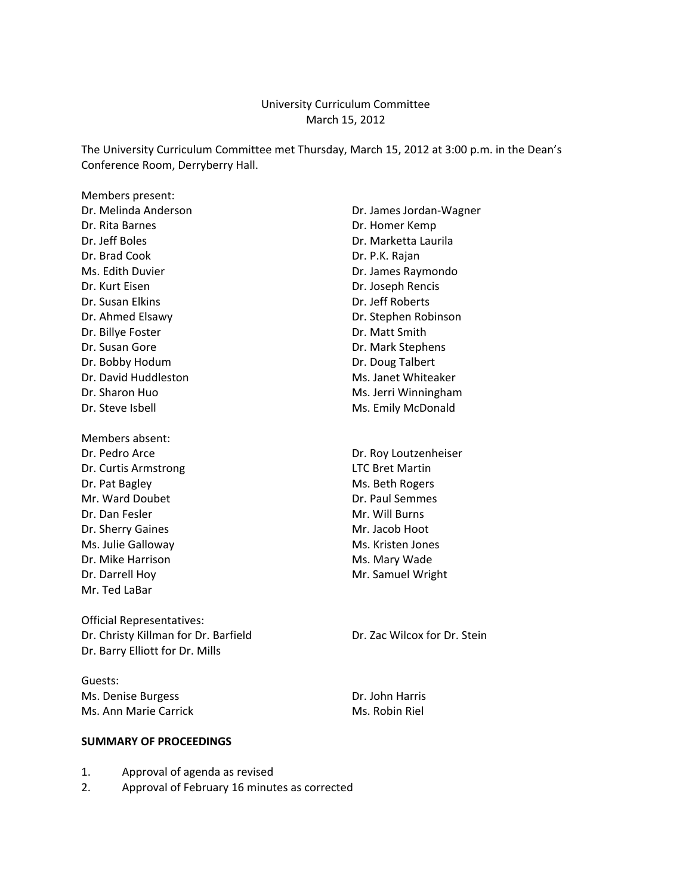# University Curriculum Committee
## March 15, 2012

The University Curriculum Committee met Thursday, March 15, 2012 at 3:00 p.m. in the Dean's Conference Room, Derryberry Hall.

Members present:

Dr. Melinda Anderson
Dr. Rita Barnes
Dr. Jeff Boles
Dr. Brad Cook
Ms. Edith Duvier
Dr. Kurt Eisen
Dr. Susan Elkins
Dr. Ahmed Elsawy
Dr. Billye Foster
Dr. Susan Gore
Dr. Bobby Hodum
Dr. David Huddleston
Dr. Sharon Huo
Dr. Steve Isbell
Dr. James Jordan-Wagner
Dr. Homer Kemp
Dr. Marketta Laurila
Dr. P.K. Rajan
Dr. James Raymondo
Dr. Joseph Rencis
Dr. Jeff Roberts
Dr. Stephen Robinson
Dr. Matt Smith
Dr. Mark Stephens
Dr. Doug Talbert
Ms. Janet Whiteaker
Ms. Jerri Winningham
Ms. Emily McDonald

Members absent:

Dr. Pedro Arce
Dr. Curtis Armstrong
Dr. Pat Bagley
Mr. Ward Doubet
Dr. Dan Fesler
Dr. Sherry Gaines
Ms. Julie Galloway
Dr. Mike Harrison
Dr. Darrell Hoy
Mr. Ted LaBar
Dr. Roy Loutzenheiser
LTC Bret Martin
Ms. Beth Rogers
Dr. Paul Semmes
Mr. Will Burns
Mr. Jacob Hoot
Ms. Kristen Jones
Ms. Mary Wade
Mr. Samuel Wright

Official Representatives:

Dr. Christy Killman for Dr. Barfield
Dr. Barry Elliott for Dr. Mills
Dr. Zac Wilcox for Dr. Stein

Guests:

Ms. Denise Burgess
Ms. Ann Marie Carrick
Dr. John Harris
Ms. Robin Riel

**SUMMARY OF PROCEEDINGS**

1. Approval of agenda as revised
2. Approval of February 16 minutes as corrected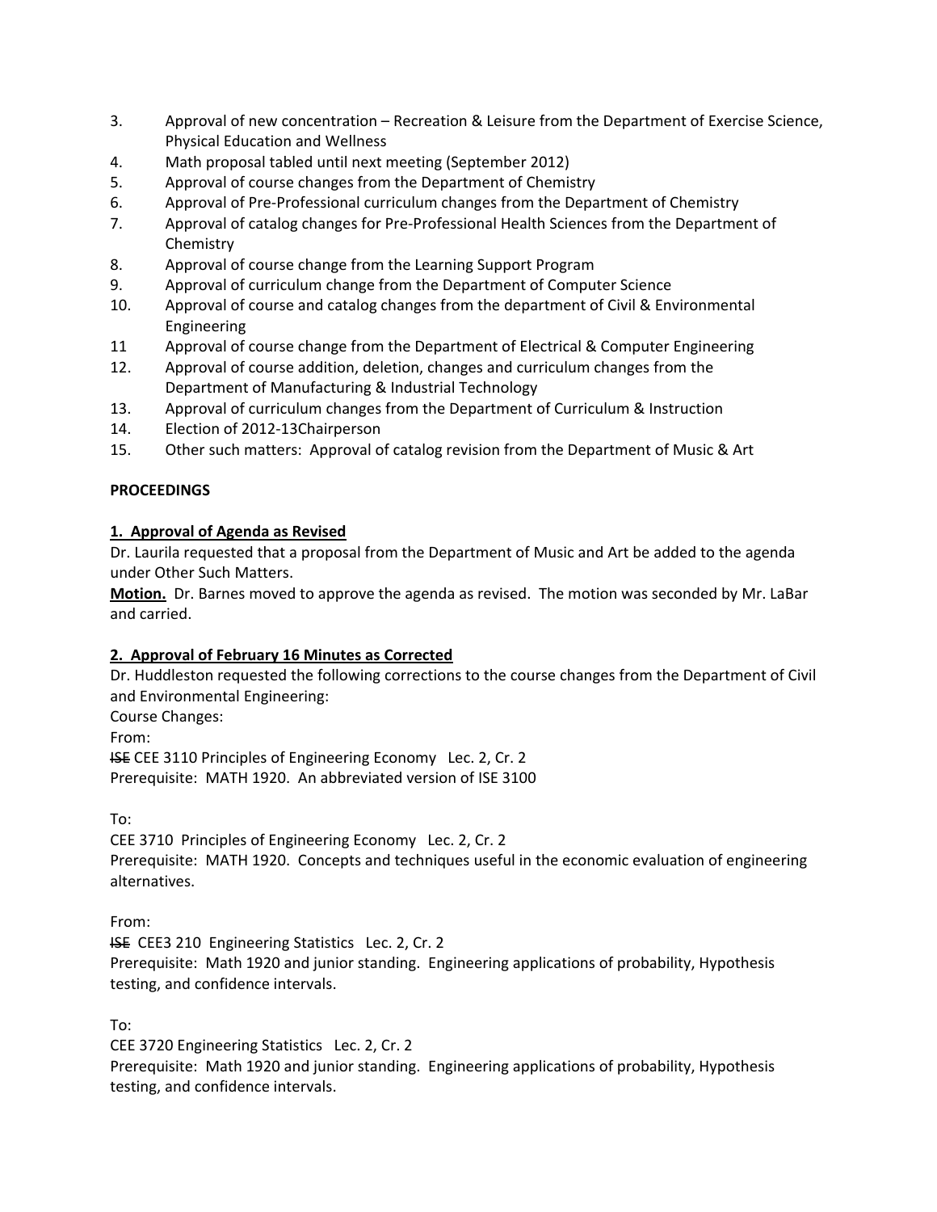3. Approval of new concentration – Recreation & Leisure from the Department of Exercise Science, Physical Education and Wellness
4. Math proposal tabled until next meeting (September 2012)
5. Approval of course changes from the Department of Chemistry
6. Approval of Pre-Professional curriculum changes from the Department of Chemistry
7. Approval of catalog changes for Pre-Professional Health Sciences from the Department of Chemistry
8. Approval of course change from the Learning Support Program
9. Approval of curriculum change from the Department of Computer Science
10. Approval of course and catalog changes from the department of Civil & Environmental Engineering
11 Approval of course change from the Department of Electrical & Computer Engineering
12. Approval of course addition, deletion, changes and curriculum changes from the Department of Manufacturing & Industrial Technology
13. Approval of curriculum changes from the Department of Curriculum & Instruction
14. Election of 2012-13Chairperson
15. Other such matters: Approval of catalog revision from the Department of Music & Art

**PROCEEDINGS**

**1. Approval of Agenda as Revised**

Dr. Laurila requested that a proposal from the Department of Music and Art be added to the agenda under Other Such Matters.

**Motion.** Dr. Barnes moved to approve the agenda as revised. The motion was seconded by Mr. LaBar and carried.

**2. Approval of February 16 Minutes as Corrected**

Dr. Huddleston requested the following corrections to the course changes from the Department of Civil and Environmental Engineering:

Course Changes:

From:

~~ISE~~ CEE 3110 Principles of Engineering Economy Lec. 2, Cr. 2
Prerequisite: MATH 1920. An abbreviated version of ISE 3100

To:

CEE 3710 Principles of Engineering Economy Lec. 2, Cr. 2
Prerequisite: MATH 1920. Concepts and techniques useful in the economic evaluation of engineering alternatives.

From:

~~ISE~~ CEE3 210 Engineering Statistics Lec. 2, Cr. 2
Prerequisite: Math 1920 and junior standing. Engineering applications of probability, Hypothesis testing, and confidence intervals.

To:

CEE 3720 Engineering Statistics Lec. 2, Cr. 2
Prerequisite: Math 1920 and junior standing. Engineering applications of probability, Hypothesis testing, and confidence intervals.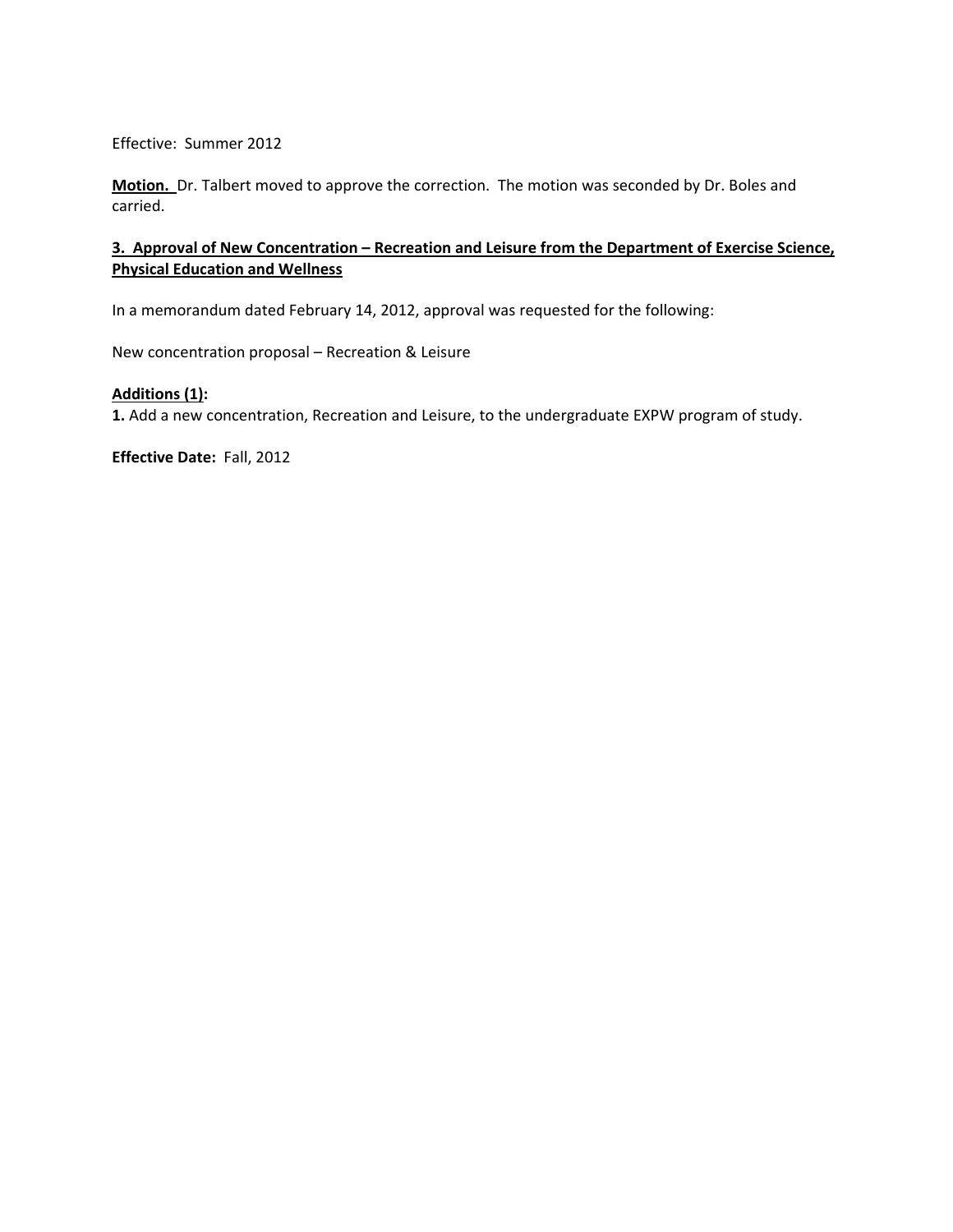Effective: Summer 2012

**Motion.** Dr. Talbert moved to approve the correction. The motion was seconded by Dr. Boles and carried.

**3. Approval of New Concentration – Recreation and Leisure from the Department of Exercise Science, Physical Education and Wellness**

In a memorandum dated February 14, 2012, approval was requested for the following:

New concentration proposal – Recreation & Leisure

**Additions (1):**

**1.** Add a new concentration, Recreation and Leisure, to the undergraduate EXPW program of study.

**Effective Date:** Fall, 2012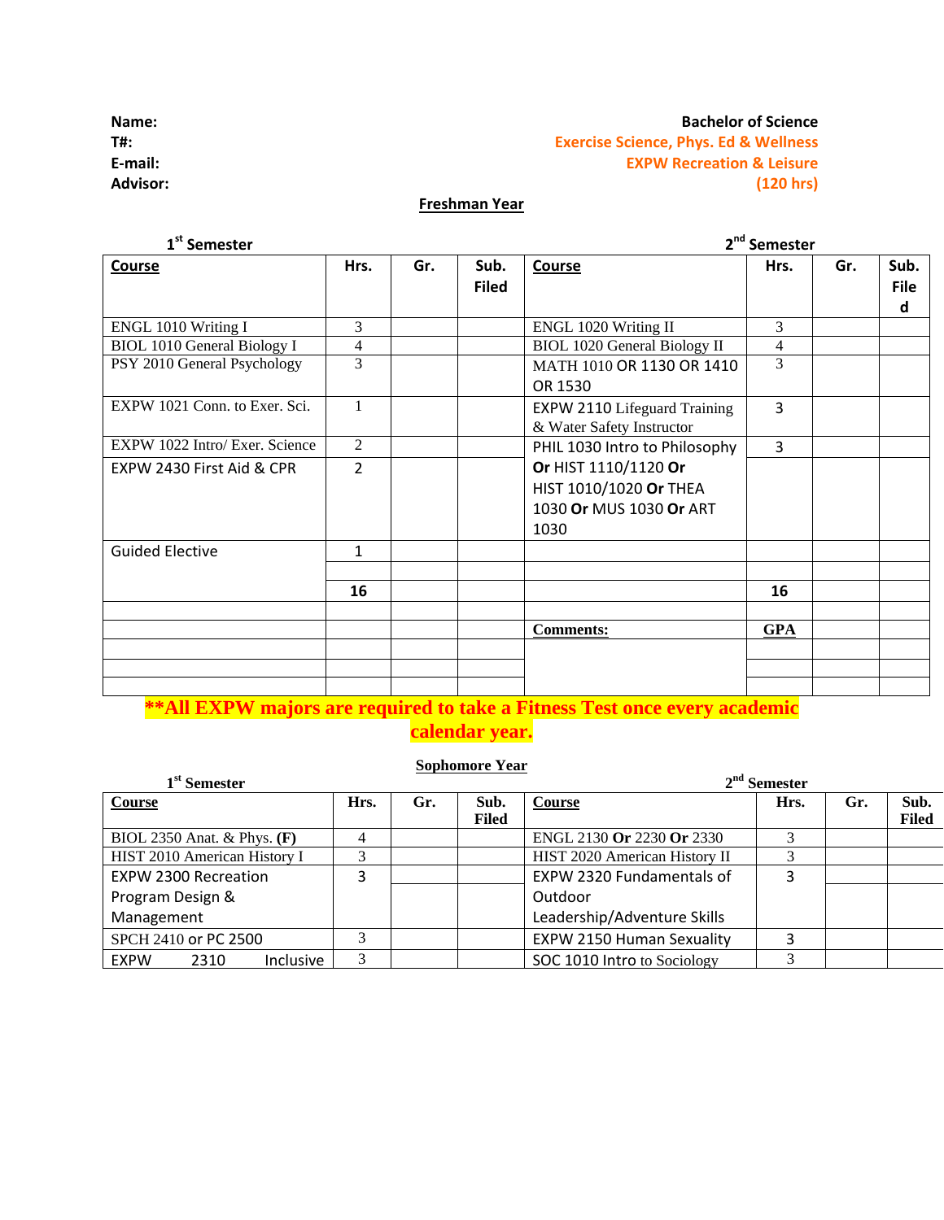**Name:**
**T#:**
**E-mail:**
**Advisor:**

**Bachelor of Science**
**Exercise Science, Phys. Ed & Wellness**
**EXPW Recreation & Leisure**
**(120 hrs)**

## Freshman Year

| 1st Semester Course | Hrs. | Gr. | Sub. Filed | 2nd Semester Course | Hrs. | Gr. | Sub. Filed |
|---|---|---|---|---|---|---|---|
| ENGL 1010 Writing I | 3 | | | ENGL 1020 Writing II | 3 | | |
| BIOL 1010 General Biology I | 4 | | | BIOL 1020 General Biology II | 4 | | |
| PSY 2010 General Psychology | 3 | | | MATH 1010 OR 1130 OR 1410 OR 1530 | 3 | | |
| EXPW 1021 Conn. to Exer. Sci. | 1 | | | EXPW 2110 Lifeguard Training & Water Safety Instructor | 3 | | |
| EXPW 1022 Intro/ Exer. Science | 2 | | | PHIL 1030 Intro to Philosophy **Or** HIST 1110/1120 **Or** HIST 1010/1020 **Or** THEA 1030 **Or** MUS 1030 **Or** ART 1030 | 3 | | |
| EXPW 2430 First Aid & CPR | 2 | | | | | | |
| Guided Elective | 1 | | | | | | |
| | | | | | | | |
| | **16** | | | | **16** | | |
| | | | | | | | |
| | | | | **Comments:** | **GPA** | | |
| | | | | | | | |
| | | | | | | | |
| | | | | | | | |

**\*\*All EXPW majors are required to take a Fitness Test once every academic calendar year.**

## Sophomore Year

| 1st Semester Course | Hrs. | Gr. | Sub. Filed | 2nd Semester Course | Hrs. | Gr. | Sub. Filed |
|---|---|---|---|---|---|---|---|
| BIOL 2350 Anat. & Phys. **(F)** | 4 | | | ENGL 2130 **Or** 2230 **Or** 2330 | 3 | | |
| HIST 2010 American History I | 3 | | | HIST 2020 American History II | 3 | | |
| EXPW 2300 Recreation Program Design & Management | 3 | | | EXPW 2320 Fundamentals of Outdoor Leadership/Adventure Skills | 3 | | |
| SPCH 2410 or PC 2500 | 3 | | | EXPW 2150 Human Sexuality | 3 | | |
| EXPW 2310 Inclusive | 3 | | | SOC 1010 Intro to Sociology | 3 | | |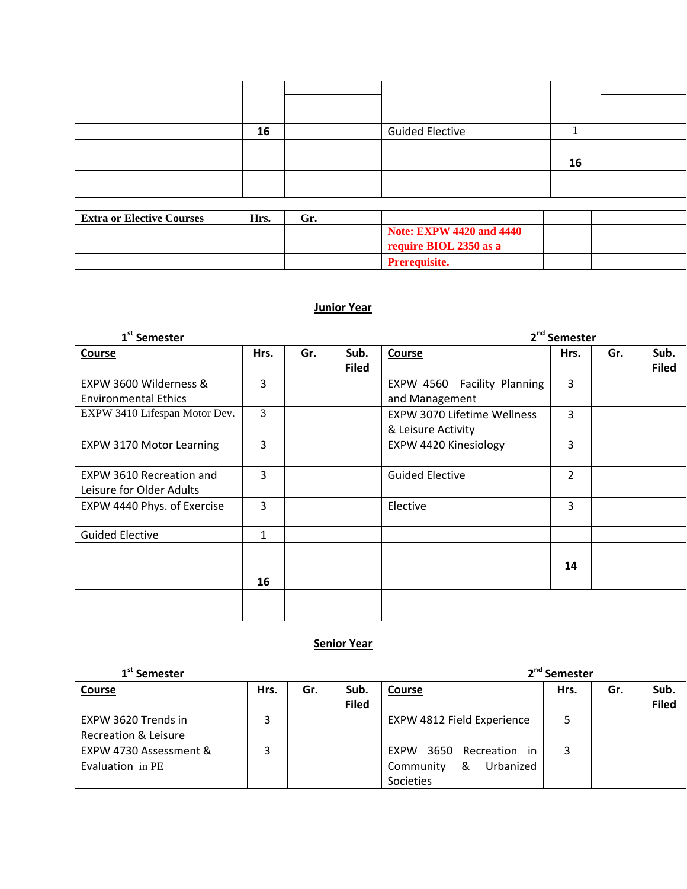| | | | | | | | |
|---|---|---|---|---|---|---|---|
| | | | | | | | |
| | | | | | | | |
| | 16 | | | Guided Elective | 1 | | |
| | | | | | | | |
| | | | | | 16 | | |
| | | | | | | | |
| | | | | | | | |

| Extra or Elective Courses | Hrs. | Gr. | | | | | |
|---|---|---|---|---|---|---|---|
| | | | | **Note: EXPW 4420 and 4440 require BIOL 2350 as a Prerequisite.** | | | |

## Junior Year

| 1st Semester Course | Hrs. | Gr. | Sub. Filed | 2nd Semester Course | Hrs. | Gr. | Sub. Filed |
|---|---|---|---|---|---|---|---|
| EXPW 3600 Wilderness & Environmental Ethics | 3 | | | EXPW 4560 Facility Planning and Management | 3 | | |
| EXPW 3410 Lifespan Motor Dev. | 3 | | | EXPW 3070 Lifetime Wellness & Leisure Activity | 3 | | |
| EXPW 3170 Motor Learning | 3 | | | EXPW 4420 Kinesiology | 3 | | |
| EXPW 3610 Recreation and Leisure for Older Adults | 3 | | | Guided Elective | 2 | | |
| EXPW 4440 Phys. of Exercise | 3 | | | Elective | 3 | | |
| Guided Elective | 1 | | | | | | |
| | | | | | | | |
| | | | | | 14 | | |
| | 16 | | | | | | |
| | | | | | | | |
| | | | | | | | |

## Senior Year

| 1st Semester Course | Hrs. | Gr. | Sub. Filed | 2nd Semester Course | Hrs. | Gr. | Sub. Filed |
|---|---|---|---|---|---|---|---|
| EXPW 3620 Trends in Recreation & Leisure | 3 | | | EXPW 4812 Field Experience | 5 | | |
| EXPW 4730 Assessment & Evaluation in PE | 3 | | | EXPW 3650 Recreation in Community & Urbanized Societies | 3 | | |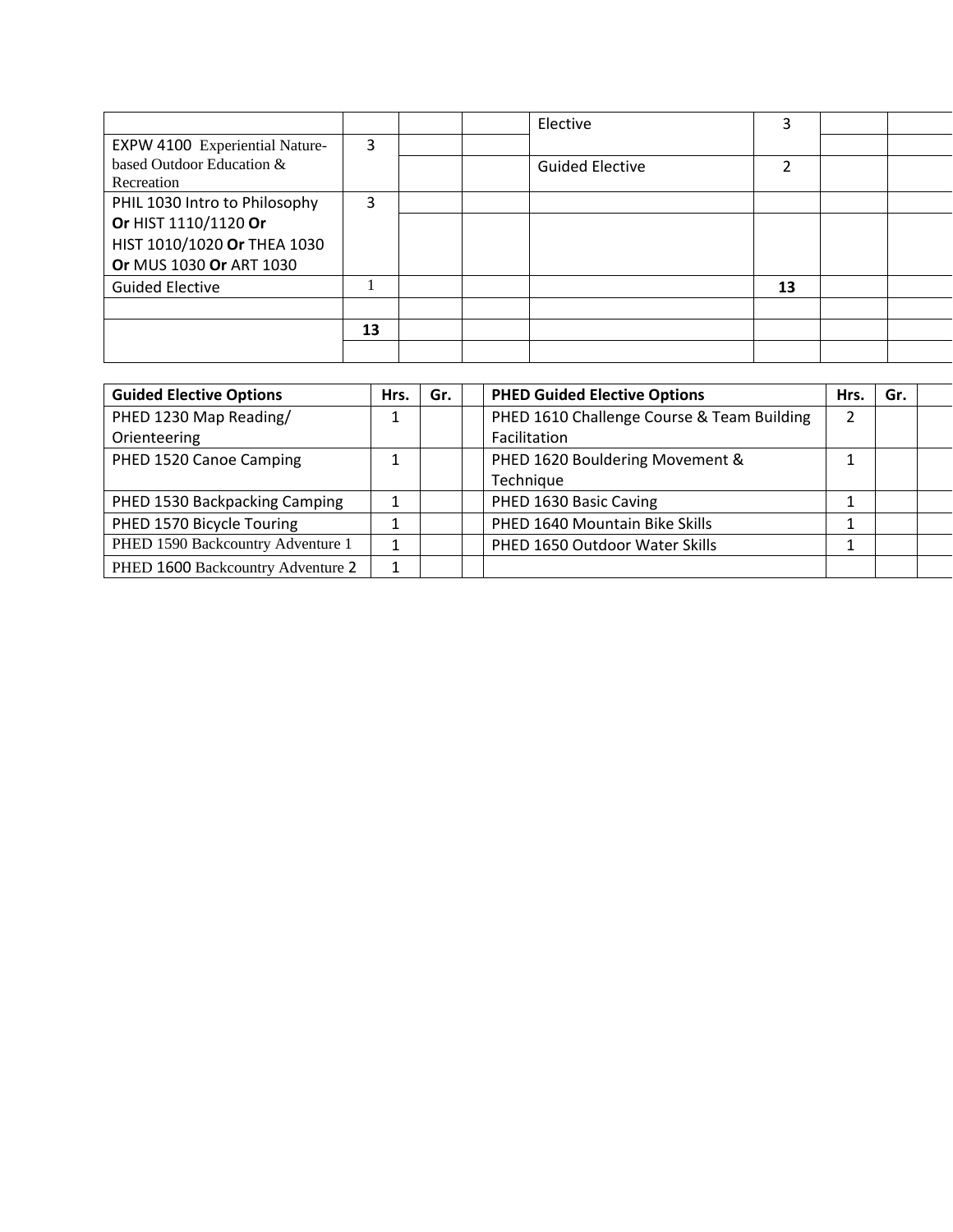| | | | | | | | |
|---|---|---|---|---|---|---|---|
| | | | | Elective | 3 | | |
| EXPW 4100 Experiential Nature-based Outdoor Education & Recreation | 3 | | | | | | |
| | | | | Guided Elective | 2 | | |
| PHIL 1030 Intro to Philosophy **Or** HIST 1110/1120 **Or** HIST 1010/1020 **Or** THEA 1030 **Or** MUS 1030 **Or** ART 1030 | 3 | | | | | | |
| Guided Elective | 1 | | | | **13** | | |
| | | | | | | | |
| | **13** | | | | | | |
| | | | | | | | |

| Guided Elective Options | Hrs. | Gr. | | PHED Guided Elective Options | Hrs. | Gr. | |
|---|---|---|---|---|---|---|---|
| PHED 1230 Map Reading/ Orienteering | 1 | | | PHED 1610 Challenge Course & Team Building Facilitation | 2 | | |
| PHED 1520 Canoe Camping | 1 | | | PHED 1620 Bouldering Movement & Technique | 1 | | |
| PHED 1530 Backpacking Camping | 1 | | | PHED 1630 Basic Caving | 1 | | |
| PHED 1570 Bicycle Touring | 1 | | | PHED 1640 Mountain Bike Skills | 1 | | |
| PHED 1590 Backcountry Adventure 1 | 1 | | | PHED 1650 Outdoor Water Skills | 1 | | |
| PHED 1600 Backcountry Adventure 2 | 1 | | | | | | |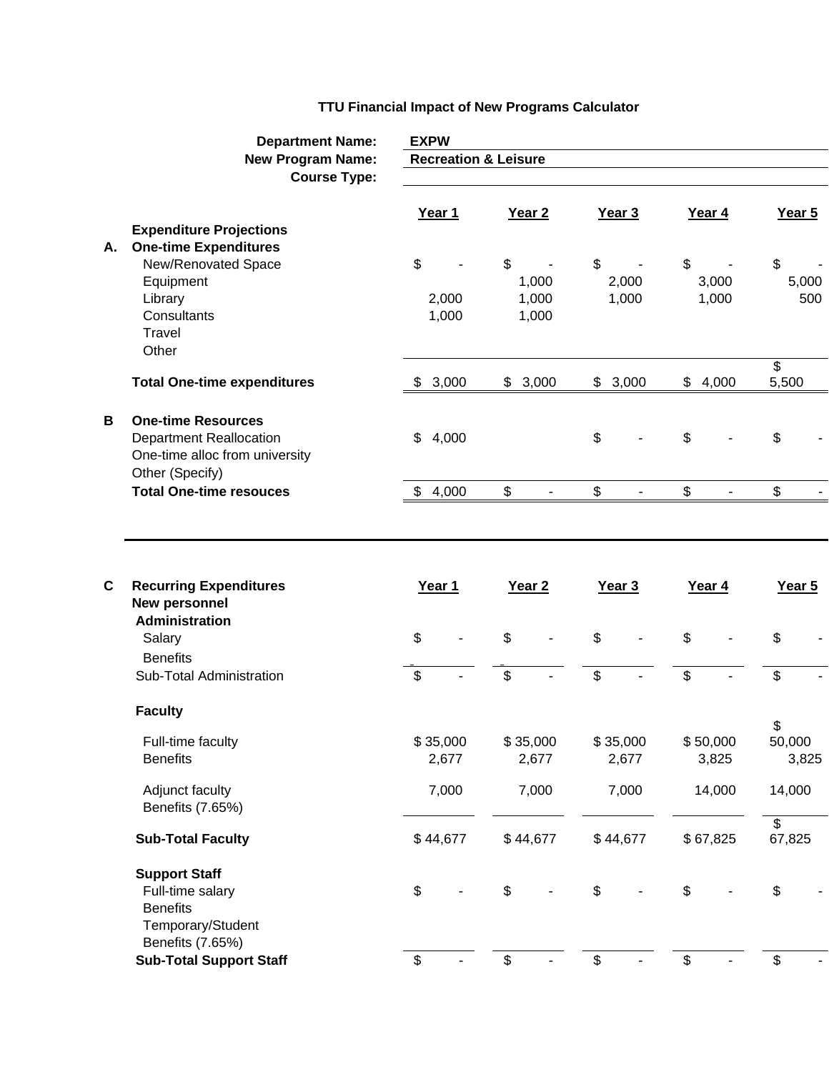# TTU Financial Impact of New Programs Calculator

**Department Name:** EXPW
**New Program Name:** Recreation & Leisure
**Course Type:**

| | | Year 1 | Year 2 | Year 3 | Year 4 | Year 5 |
|---|---|---|---|---|---|---|
| | **Expenditure Projections** | | | | | |
| **A.** | **One-time Expenditures** | | | | | |
| | New/Renovated Space | $ - | $ - | $ - | $ - | $ - |
| | Equipment | | 1,000 | 2,000 | 3,000 | 5,000 |
| | Library | 2,000 | 1,000 | 1,000 | 1,000 | 500 |
| | Consultants | 1,000 | 1,000 | | | |
| | Travel | | | | | |
| | Other | | | | | |
| | **Total One-time expenditures** | $ 3,000 | $ 3,000 | $ 3,000 | $ 4,000 | $ 5,500 |
| **B** | **One-time Resources** | | | | | |
| | Department Reallocation | $ 4,000 | | $ - | $ - | $ - |
| | One-time alloc from university | | | | | |
| | Other (Specify) | | | | | |
| | **Total One-time resouces** | $ 4,000 | $ - | $ - | $ - | $ - |

| | | Year 1 | Year 2 | Year 3 | Year 4 | Year 5 |
|---|---|---|---|---|---|---|
| **C** | **Recurring Expenditures** | | | | | |
| | **New personnel** | | | | | |
| | **Administration** | | | | | |
| | Salary | $ - | $ - | $ - | $ - | $ - |
| | Benefits | | | | | |
| | Sub-Total Administration | $ - | $ - | $ - | $ - | $ - |
| | **Faculty** | | | | | |
| | Full-time faculty | $ 35,000 | $ 35,000 | $ 35,000 | $ 50,000 | $ 50,000 |
| | Benefits | 2,677 | 2,677 | 2,677 | 3,825 | 3,825 |
| | Adjunct faculty | 7,000 | 7,000 | 7,000 | 14,000 | 14,000 |
| | Benefits (7.65%) | | | | | |
| | **Sub-Total Faculty** | $ 44,677 | $ 44,677 | $ 44,677 | $ 67,825 | $ 67,825 |
| | **Support Staff** | | | | | |
| | Full-time salary | $ - | $ - | $ - | $ - | $ - |
| | Benefits | | | | | |
| | Temporary/Student | | | | | |
| | Benefits (7.65%) | | | | | |
| | **Sub-Total Support Staff** | $ - | $ - | $ - | $ - | $ - |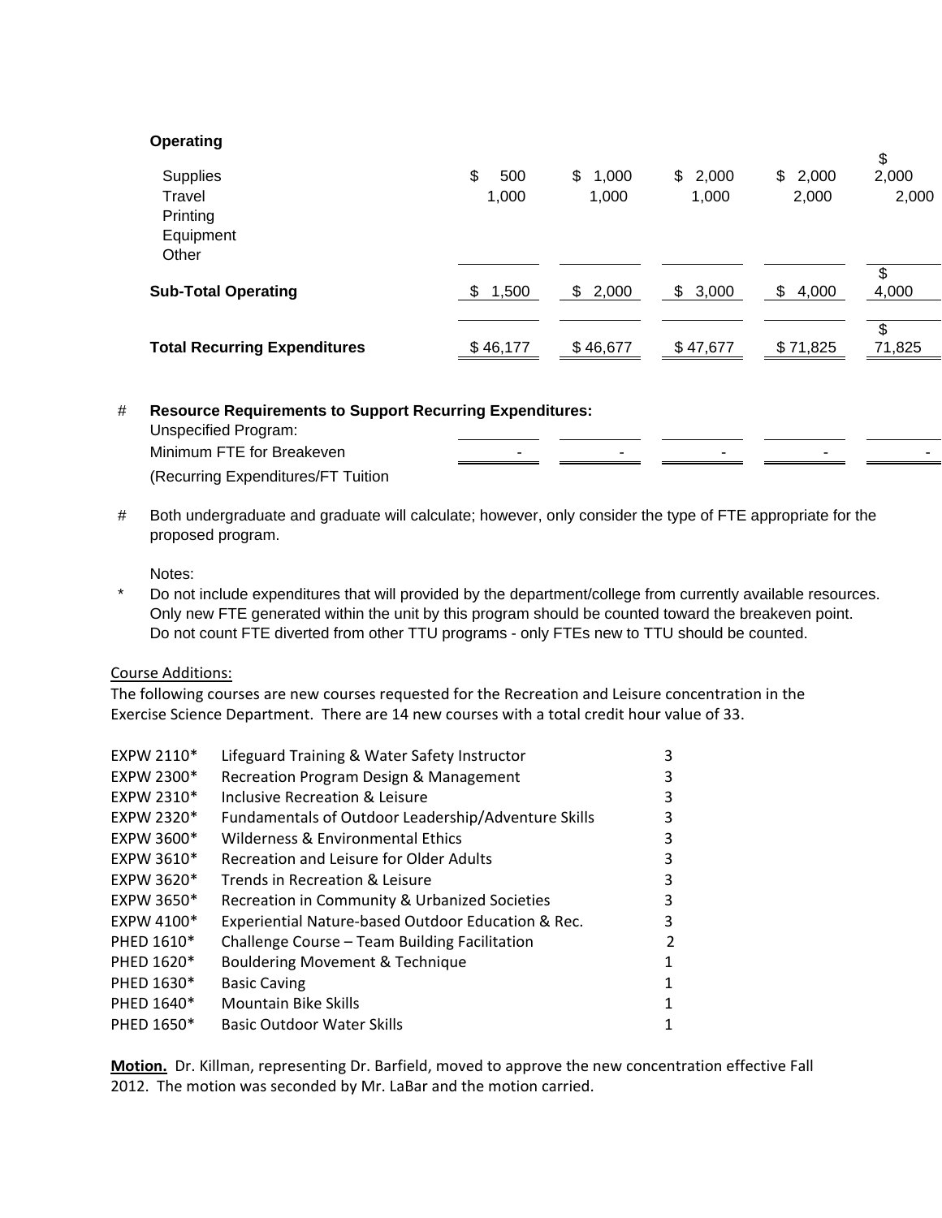| **Operating** | | | | | |
|---|---|---|---|---|---|
| Supplies | $ 500 | $ 1,000 | $ 2,000 | $ 2,000 | $ 2,000 |
| Travel | 1,000 | 1,000 | 1,000 | 2,000 | 2,000 |
| Printing | | | | | |
| Equipment | | | | | |
| Other | | | | | |
| **Sub-Total Operating** | $ 1,500 | $ 2,000 | $ 3,000 | $ 4,000 | $ 4,000 |
| **Total Recurring Expenditures** | $ 46,177 | $ 46,677 | $ 47,677 | $ 71,825 | $ 71,825 |

| # **Resource Requirements to Support Recurring Expenditures:** | | | | | |
|---|---|---|---|---|---|
| Unspecified Program: | | | | | |
| Minimum FTE for Breakeven | - | - | - | - | - |
| (Recurring Expenditures/FT Tuition | | | | | |

\# Both undergraduate and graduate will calculate; however, only consider the type of FTE appropriate for the proposed program.

Notes:

\* Do not include expenditures that will provided by the department/college from currently available resources. Only new FTE generated within the unit by this program should be counted toward the breakeven point. Do not count FTE diverted from other TTU programs - only FTEs new to TTU should be counted.

Course Additions:

The following courses are new courses requested for the Recreation and Leisure concentration in the Exercise Science Department. There are 14 new courses with a total credit hour value of 33.

| Course | Title | Credit Hours |
|---|---|---|
| EXPW 2110* | Lifeguard Training & Water Safety Instructor | 3 |
| EXPW 2300* | Recreation Program Design & Management | 3 |
| EXPW 2310* | Inclusive Recreation & Leisure | 3 |
| EXPW 2320* | Fundamentals of Outdoor Leadership/Adventure Skills | 3 |
| EXPW 3600* | Wilderness & Environmental Ethics | 3 |
| EXPW 3610* | Recreation and Leisure for Older Adults | 3 |
| EXPW 3620* | Trends in Recreation & Leisure | 3 |
| EXPW 3650* | Recreation in Community & Urbanized Societies | 3 |
| EXPW 4100* | Experiential Nature-based Outdoor Education & Rec. | 3 |
| PHED 1610* | Challenge Course – Team Building Facilitation | 2 |
| PHED 1620* | Bouldering Movement & Technique | 1 |
| PHED 1630* | Basic Caving | 1 |
| PHED 1640* | Mountain Bike Skills | 1 |
| PHED 1650* | Basic Outdoor Water Skills | 1 |

**Motion.** Dr. Killman, representing Dr. Barfield, moved to approve the new concentration effective Fall 2012. The motion was seconded by Mr. LaBar and the motion carried.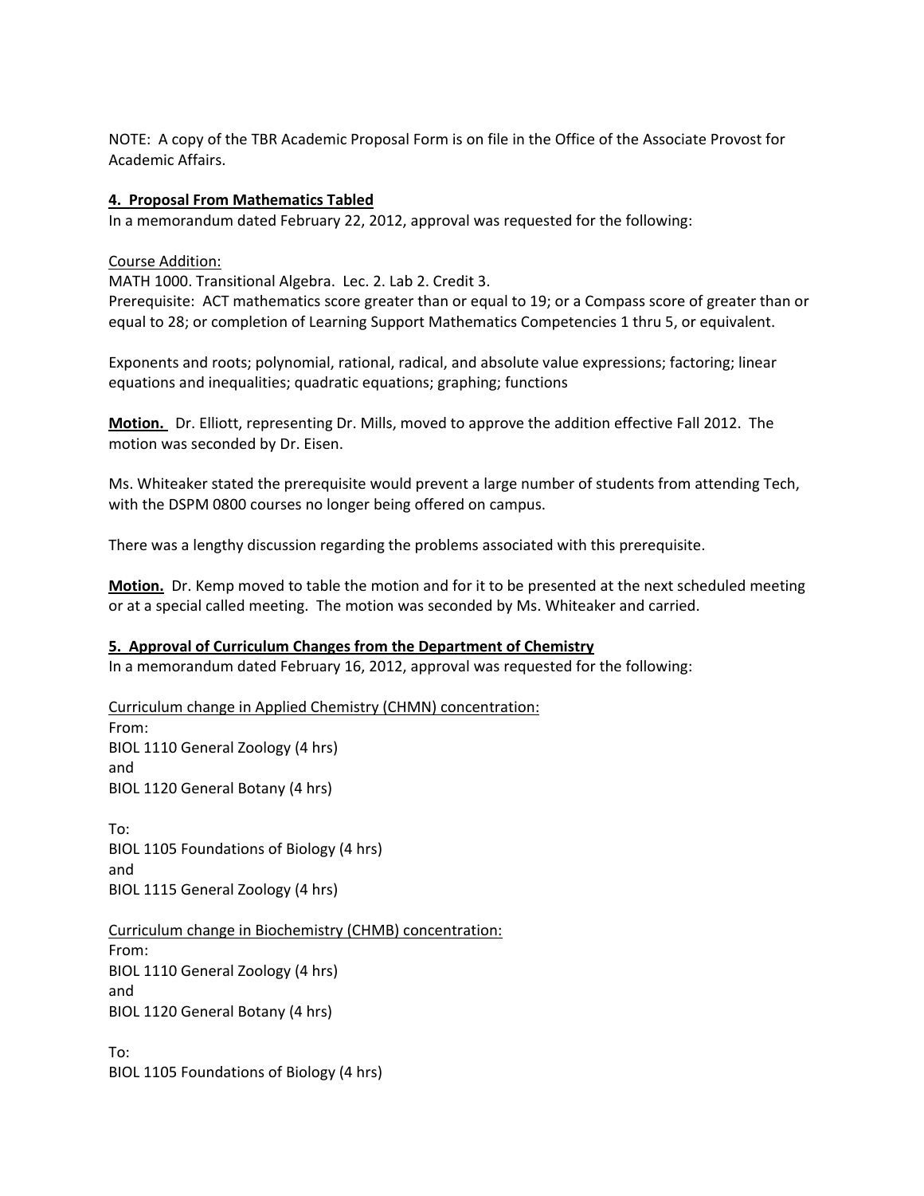NOTE: A copy of the TBR Academic Proposal Form is on file in the Office of the Associate Provost for Academic Affairs.

**4. Proposal From Mathematics Tabled**

In a memorandum dated February 22, 2012, approval was requested for the following:

Course Addition:
MATH 1000. Transitional Algebra. Lec. 2. Lab 2. Credit 3.
Prerequisite: ACT mathematics score greater than or equal to 19; or a Compass score of greater than or equal to 28; or completion of Learning Support Mathematics Competencies 1 thru 5, or equivalent.

Exponents and roots; polynomial, rational, radical, and absolute value expressions; factoring; linear equations and inequalities; quadratic equations; graphing; functions

**Motion.** Dr. Elliott, representing Dr. Mills, moved to approve the addition effective Fall 2012. The motion was seconded by Dr. Eisen.

Ms. Whiteaker stated the prerequisite would prevent a large number of students from attending Tech, with the DSPM 0800 courses no longer being offered on campus.

There was a lengthy discussion regarding the problems associated with this prerequisite.

**Motion.** Dr. Kemp moved to table the motion and for it to be presented at the next scheduled meeting or at a special called meeting. The motion was seconded by Ms. Whiteaker and carried.

**5. Approval of Curriculum Changes from the Department of Chemistry**

In a memorandum dated February 16, 2012, approval was requested for the following:

Curriculum change in Applied Chemistry (CHMN) concentration:
From:
BIOL 1110 General Zoology (4 hrs)
and
BIOL 1120 General Botany (4 hrs)

To:
BIOL 1105 Foundations of Biology (4 hrs)
and
BIOL 1115 General Zoology (4 hrs)

Curriculum change in Biochemistry (CHMB) concentration:
From:
BIOL 1110 General Zoology (4 hrs)
and
BIOL 1120 General Botany (4 hrs)

To:
BIOL 1105 Foundations of Biology (4 hrs)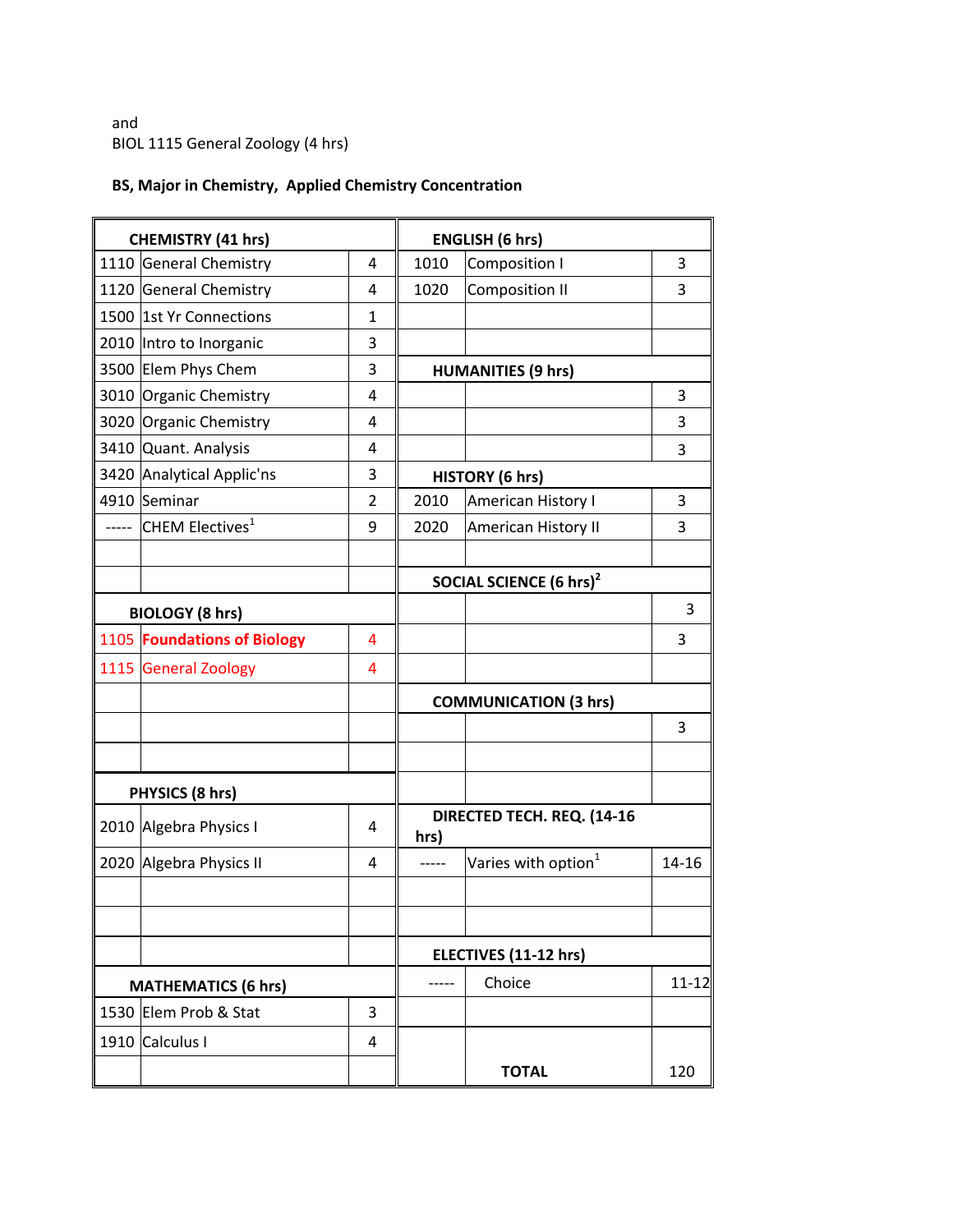and
BIOL 1115 General Zoology (4 hrs)

**BS, Major in Chemistry, Applied Chemistry Concentration**

| | | | | | |
|---|---|---|---|---|---|
| **CHEMISTRY (41 hrs)** | | | **ENGLISH (6 hrs)** | | |
| 1110 | General Chemistry | 4 | 1010 | Composition I | 3 |
| 1120 | General Chemistry | 4 | 1020 | Composition II | 3 |
| 1500 | 1st Yr Connections | 1 | | | |
| 2010 | Intro to Inorganic | 3 | | | |
| 3500 | Elem Phys Chem | 3 | **HUMANITIES (9 hrs)** | | |
| 3010 | Organic Chemistry | 4 | | | 3 |
| 3020 | Organic Chemistry | 4 | | | 3 |
| 3410 | Quant. Analysis | 4 | | | 3 |
| 3420 | Analytical Applic'ns | 3 | **HISTORY (6 hrs)** | | |
| 4910 | Seminar | 2 | 2010 | American History I | 3 |
| ----- | CHEM Electives[1] | 9 | 2020 | American History II | 3 |
| | | | | | |
| | | | **SOCIAL SCIENCE (6 hrs)[2]** | | |
| **BIOLOGY (8 hrs)** | | | | | 3 |
| 1105 | **Foundations of Biology** | 4 | | | 3 |
| 1115 | General Zoology | 4 | | | |
| | | | **COMMUNICATION (3 hrs)** | | |
| | | | | | 3 |
| | | | | | |
| **PHYSICS (8 hrs)** | | | | | |
| 2010 | Algebra Physics I | 4 | **DIRECTED TECH. REQ. (14-16 hrs)** | | |
| 2020 | Algebra Physics II | 4 | ----- | Varies with option[1] | 14-16 |
| | | | | | |
| | | | | | |
| | | | **ELECTIVES (11-12 hrs)** | | |
| **MATHEMATICS (6 hrs)** | | | ----- | Choice | 11-12 |
| 1530 | Elem Prob & Stat | 3 | | | |
| 1910 | Calculus I | 4 | | | |
| | | | | **TOTAL** | 120 |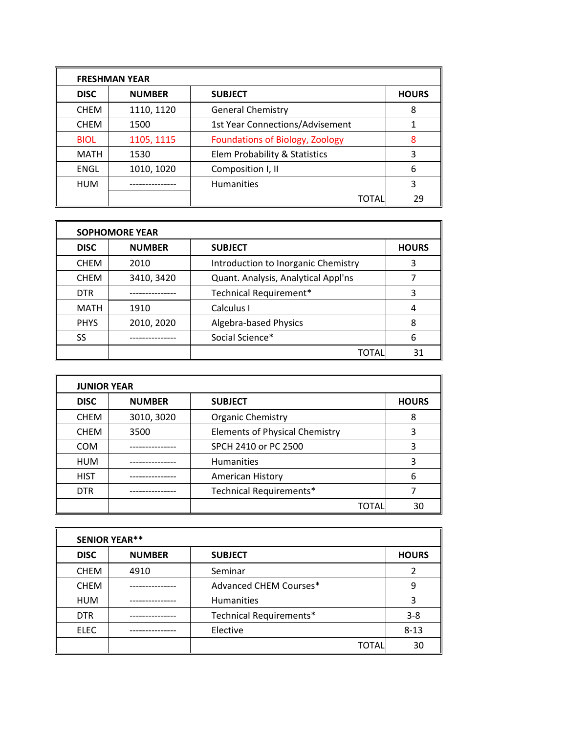| FRESHMAN YEAR | | | |
|---|---|---|---|
| **DISC** | **NUMBER** | **SUBJECT** | **HOURS** |
| CHEM | 1110, 1120 | General Chemistry | 8 |
| CHEM | 1500 | 1st Year Connections/Advisement | 1 |
| BIOL | 1105, 1115 | Foundations of Biology, Zoology | 8 |
| MATH | 1530 | Elem Probability & Statistics | 3 |
| ENGL | 1010, 1020 | Composition I, II | 6 |
| HUM | --------------- | Humanities | 3 |
| | | TOTAL | 29 |

| SOPHOMORE YEAR | | | |
|---|---|---|---|
| **DISC** | **NUMBER** | **SUBJECT** | **HOURS** |
| CHEM | 2010 | Introduction to Inorganic Chemistry | 3 |
| CHEM | 3410, 3420 | Quant. Analysis, Analytical Appl'ns | 7 |
| DTR | --------------- | Technical Requirement* | 3 |
| MATH | 1910 | Calculus I | 4 |
| PHYS | 2010, 2020 | Algebra-based Physics | 8 |
| SS | --------------- | Social Science* | 6 |
| | | TOTAL | 31 |

| JUNIOR YEAR | | | |
|---|---|---|---|
| **DISC** | **NUMBER** | **SUBJECT** | **HOURS** |
| CHEM | 3010, 3020 | Organic Chemistry | 8 |
| CHEM | 3500 | Elements of Physical Chemistry | 3 |
| COM | --------------- | SPCH 2410 or PC 2500 | 3 |
| HUM | --------------- | Humanities | 3 |
| HIST | --------------- | American History | 6 |
| DTR | --------------- | Technical Requirements* | 7 |
| | | TOTAL | 30 |

| SENIOR YEAR** | | | |
|---|---|---|---|
| **DISC** | **NUMBER** | **SUBJECT** | **HOURS** |
| CHEM | 4910 | Seminar | 2 |
| CHEM | --------------- | Advanced CHEM Courses* | 9 |
| HUM | --------------- | Humanities | 3 |
| DTR | --------------- | Technical Requirements* | 3-8 |
| ELEC | --------------- | Elective | 8-13 |
| | | TOTAL | 30 |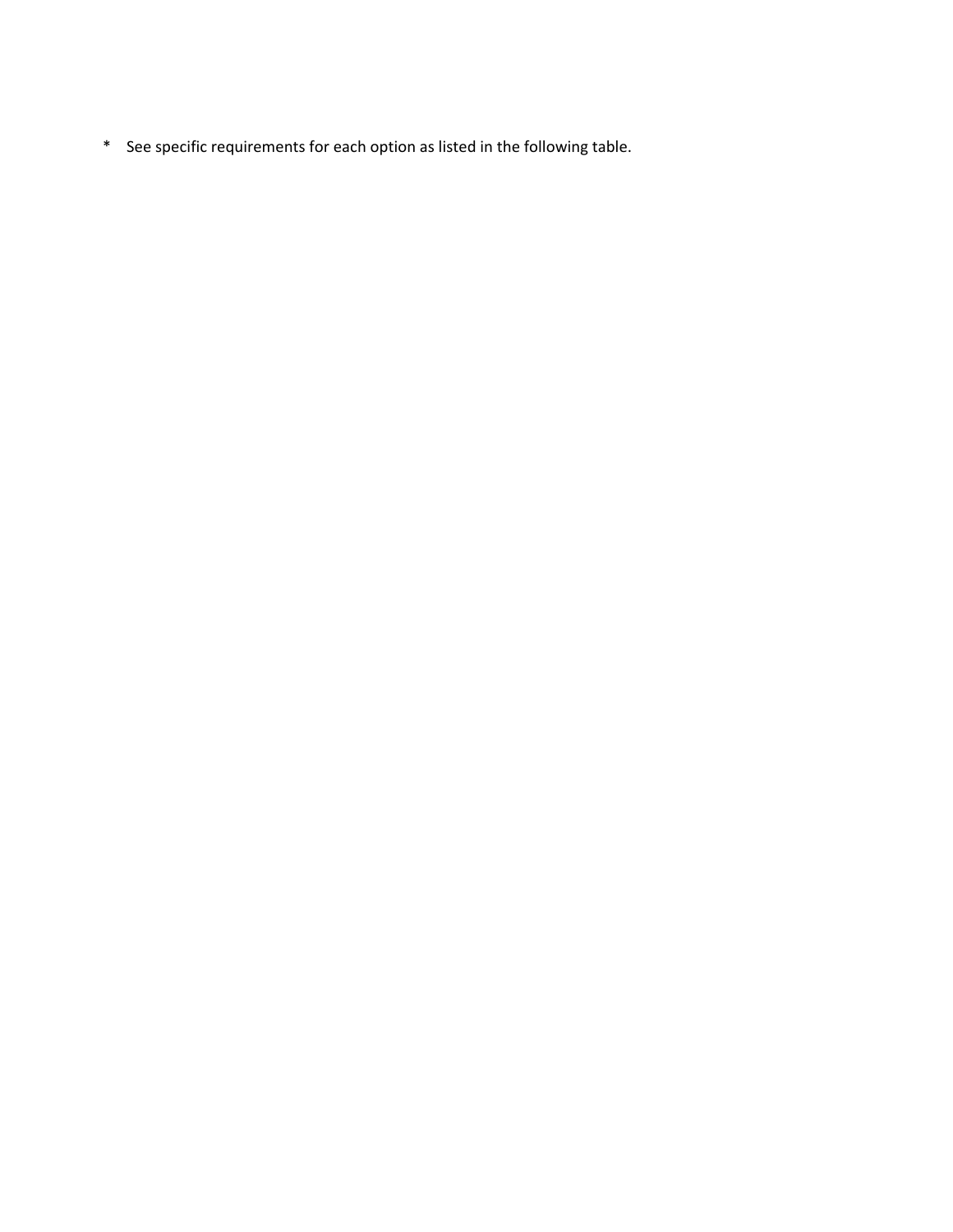*    See specific requirements for each option as listed in the following table.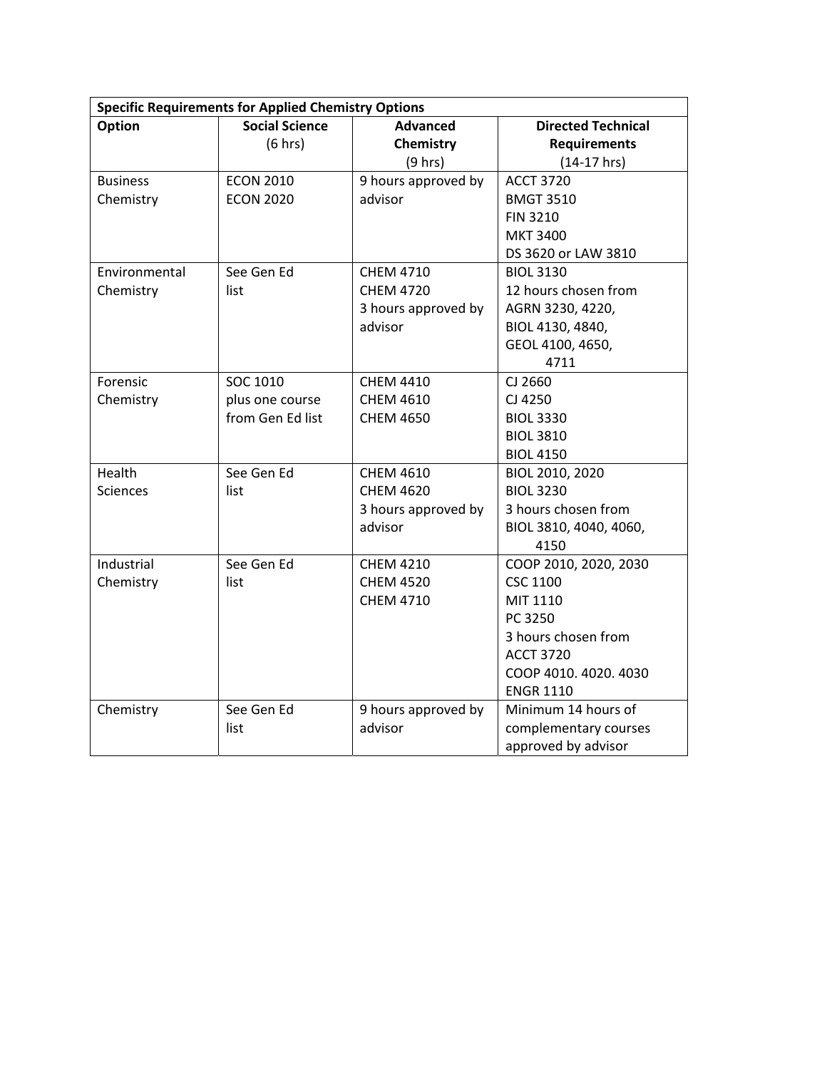| **Specific Requirements for Applied Chemistry Options** | | | |
|---|---|---|---|
| **Option** | **Social Science** (6 hrs) | **Advanced Chemistry** (9 hrs) | **Directed Technical Requirements** (14-17 hrs) |
| Business Chemistry | ECON 2010<br>ECON 2020 | 9 hours approved by advisor | ACCT 3720<br>BMGT 3510<br>FIN 3210<br>MKT 3400<br>DS 3620 or LAW 3810 |
| Environmental Chemistry | See Gen Ed list | CHEM 4710<br>CHEM 4720<br>3 hours approved by advisor | BIOL 3130<br>12 hours chosen from AGRN 3230, 4220, BIOL 4130, 4840, GEOL 4100, 4650, 4711 |
| Forensic Chemistry | SOC 1010<br>plus one course from Gen Ed list | CHEM 4410<br>CHEM 4610<br>CHEM 4650 | CJ 2660<br>CJ 4250<br>BIOL 3330<br>BIOL 3810<br>BIOL 4150 |
| Health Sciences | See Gen Ed list | CHEM 4610<br>CHEM 4620<br>3 hours approved by advisor | BIOL 2010, 2020<br>BIOL 3230<br>3 hours chosen from BIOL 3810, 4040, 4060, 4150 |
| Industrial Chemistry | See Gen Ed list | CHEM 4210<br>CHEM 4520<br>CHEM 4710 | COOP 2010, 2020, 2030<br>CSC 1100<br>MIT 1110<br>PC 3250<br>3 hours chosen from<br>ACCT 3720<br>COOP 4010. 4020. 4030<br>ENGR 1110 |
| Chemistry | See Gen Ed list | 9 hours approved by advisor | Minimum 14 hours of complementary courses approved by advisor |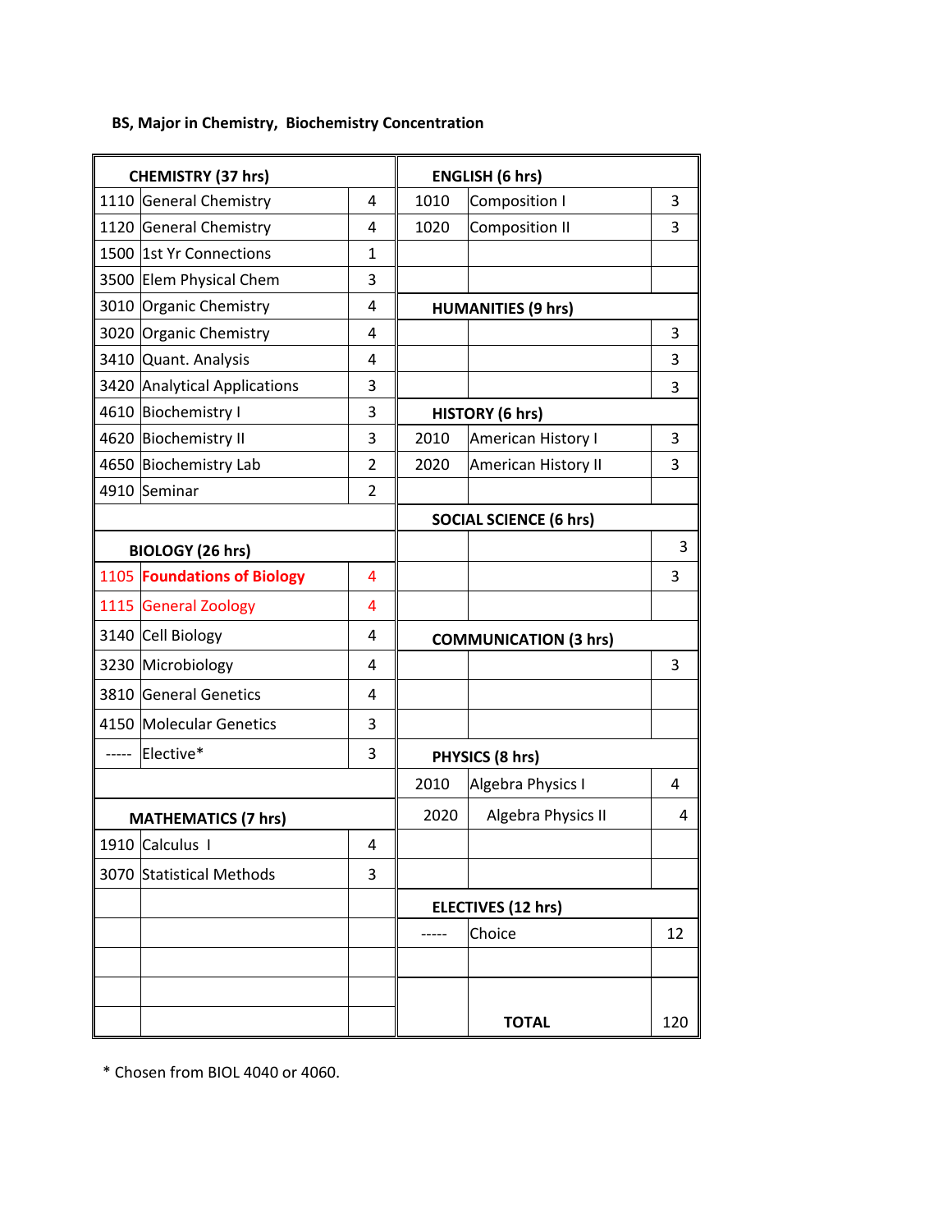**BS, Major in Chemistry, Biochemistry Concentration**

| CHEMISTRY (37 hrs) | | | ENGLISH (6 hrs) | | |
|---|---|---|---|---|---|
| 1110 | General Chemistry | 4 | 1010 | Composition I | 3 |
| 1120 | General Chemistry | 4 | 1020 | Composition II | 3 |
| 1500 | 1st Yr Connections | 1 | | | |
| 3500 | Elem Physical Chem | 3 | | | |
| 3010 | Organic Chemistry | 4 | **HUMANITIES (9 hrs)** | | |
| 3020 | Organic Chemistry | 4 | | | 3 |
| 3410 | Quant. Analysis | 4 | | | 3 |
| 3420 | Analytical Applications | 3 | | | 3 |
| 4610 | Biochemistry I | 3 | **HISTORY (6 hrs)** | | |
| 4620 | Biochemistry II | 3 | 2010 | American History I | 3 |
| 4650 | Biochemistry Lab | 2 | 2020 | American History II | 3 |
| 4910 | Seminar | 2 | | | |
| | | | **SOCIAL SCIENCE (6 hrs)** | | |
| **BIOLOGY (26 hrs)** | | | | | 3 |
| 1105 | **Foundations of Biology** | 4 | | | 3 |
| 1115 | General Zoology | 4 | | | |
| 3140 | Cell Biology | 4 | **COMMUNICATION (3 hrs)** | | |
| 3230 | Microbiology | 4 | | | 3 |
| 3810 | General Genetics | 4 | | | |
| 4150 | Molecular Genetics | 3 | | | |
| ----- | Elective* | 3 | **PHYSICS (8 hrs)** | | |
| | | | 2010 | Algebra Physics I | 4 |
| **MATHEMATICS (7 hrs)** | | | 2020 | Algebra Physics II | 4 |
| 1910 | Calculus I | 4 | | | |
| 3070 | Statistical Methods | 3 | | | |
| | | | **ELECTIVES (12 hrs)** | | |
| | | | ----- | Choice | 12 |
| | | | | | |
| | | | | | |
| | | | | **TOTAL** | 120 |

\* Chosen from BIOL 4040 or 4060.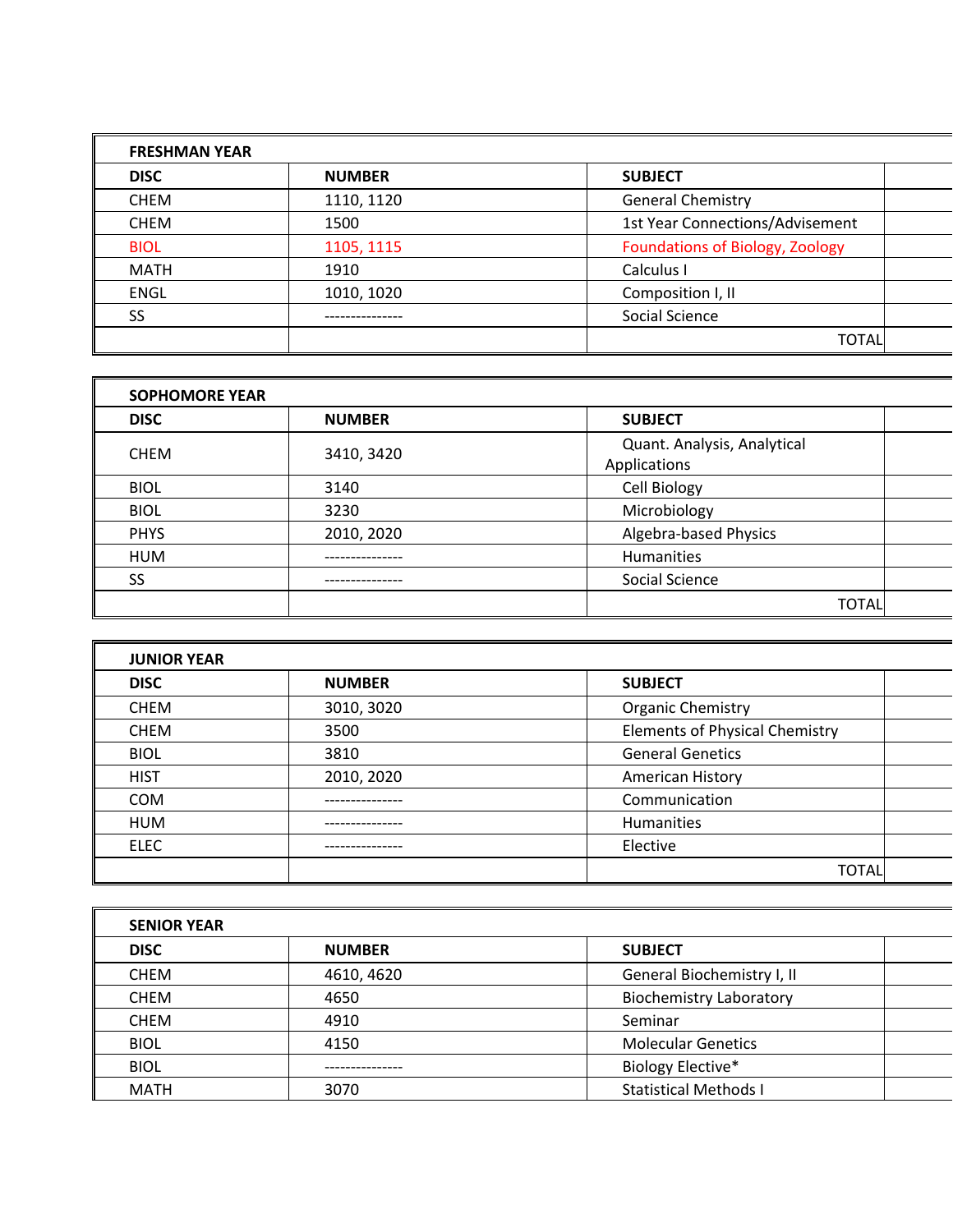| FRESHMAN YEAR | | | |
|---|---|---|---|
| **DISC** | **NUMBER** | **SUBJECT** | |
| CHEM | 1110, 1120 | General Chemistry | |
| CHEM | 1500 | 1st Year Connections/Advisement | |
| BIOL | 1105, 1115 | Foundations of Biology, Zoology | |
| MATH | 1910 | Calculus I | |
| ENGL | 1010, 1020 | Composition I, II | |
| SS | --------------- | Social Science | |
| | | TOTAL | |

| SOPHOMORE YEAR | | | |
|---|---|---|---|
| **DISC** | **NUMBER** | **SUBJECT** | |
| CHEM | 3410, 3420 | Quant. Analysis, Analytical Applications | |
| BIOL | 3140 | Cell Biology | |
| BIOL | 3230 | Microbiology | |
| PHYS | 2010, 2020 | Algebra-based Physics | |
| HUM | --------------- | Humanities | |
| SS | --------------- | Social Science | |
| | | TOTAL | |

| JUNIOR YEAR | | | |
|---|---|---|---|
| **DISC** | **NUMBER** | **SUBJECT** | |
| CHEM | 3010, 3020 | Organic Chemistry | |
| CHEM | 3500 | Elements of Physical Chemistry | |
| BIOL | 3810 | General Genetics | |
| HIST | 2010, 2020 | American History | |
| COM | --------------- | Communication | |
| HUM | --------------- | Humanities | |
| ELEC | --------------- | Elective | |
| | | TOTAL | |

| SENIOR YEAR | | | |
|---|---|---|---|
| **DISC** | **NUMBER** | **SUBJECT** | |
| CHEM | 4610, 4620 | General Biochemistry I, II | |
| CHEM | 4650 | Biochemistry Laboratory | |
| CHEM | 4910 | Seminar | |
| BIOL | 4150 | Molecular Genetics | |
| BIOL | --------------- | Biology Elective* | |
| MATH | 3070 | Statistical Methods I | |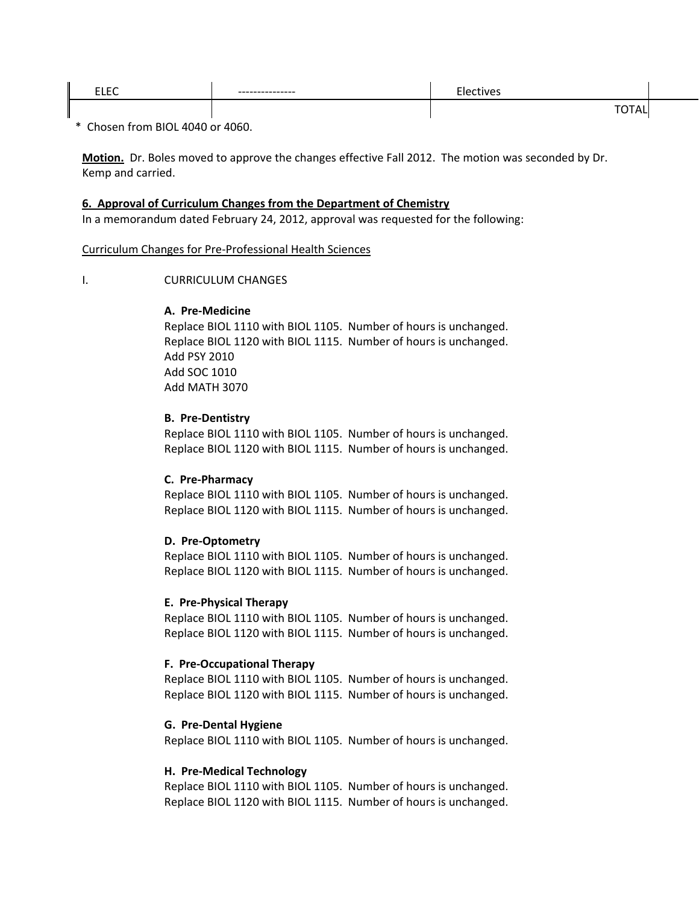| ELEC | --------------- | Electives | |
|---|---|---|---|
| | | TOTAL | |

\* Chosen from BIOL 4040 or 4060.

**Motion.** Dr. Boles moved to approve the changes effective Fall 2012. The motion was seconded by Dr. Kemp and carried.

**6. Approval of Curriculum Changes from the Department of Chemistry**

In a memorandum dated February 24, 2012, approval was requested for the following:

Curriculum Changes for Pre-Professional Health Sciences

I. CURRICULUM CHANGES

**A. Pre-Medicine**

Replace BIOL 1110 with BIOL 1105. Number of hours is unchanged.
Replace BIOL 1120 with BIOL 1115. Number of hours is unchanged.
Add PSY 2010
Add SOC 1010
Add MATH 3070

**B. Pre-Dentistry**

Replace BIOL 1110 with BIOL 1105. Number of hours is unchanged.
Replace BIOL 1120 with BIOL 1115. Number of hours is unchanged.

**C. Pre-Pharmacy**

Replace BIOL 1110 with BIOL 1105. Number of hours is unchanged.
Replace BIOL 1120 with BIOL 1115. Number of hours is unchanged.

**D. Pre-Optometry**

Replace BIOL 1110 with BIOL 1105. Number of hours is unchanged.
Replace BIOL 1120 with BIOL 1115. Number of hours is unchanged.

**E. Pre-Physical Therapy**

Replace BIOL 1110 with BIOL 1105. Number of hours is unchanged.
Replace BIOL 1120 with BIOL 1115. Number of hours is unchanged.

**F. Pre-Occupational Therapy**

Replace BIOL 1110 with BIOL 1105. Number of hours is unchanged.
Replace BIOL 1120 with BIOL 1115. Number of hours is unchanged.

**G. Pre-Dental Hygiene**

Replace BIOL 1110 with BIOL 1105. Number of hours is unchanged.

**H. Pre-Medical Technology**

Replace BIOL 1110 with BIOL 1105. Number of hours is unchanged.
Replace BIOL 1120 with BIOL 1115. Number of hours is unchanged.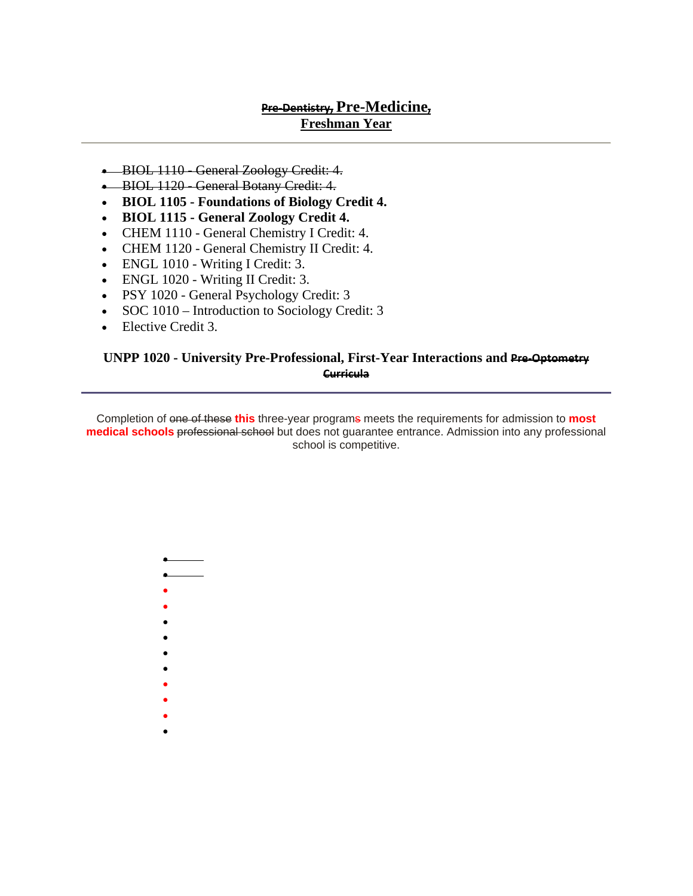## ~~Pre-Dentistry,~~ Pre-Medicine, Freshman Year

- ~~BIOL 1110 - General Zoology Credit: 4.~~
- ~~BIOL 1120 - General Botany Credit: 4.~~
- **BIOL 1105 - Foundations of Biology Credit 4.**
- **BIOL 1115 - General Zoology Credit 4.**
- CHEM 1110 - General Chemistry I Credit: 4.
- CHEM 1120 - General Chemistry II Credit: 4.
- ENGL 1010 - Writing I Credit: 3.
- ENGL 1020 - Writing II Credit: 3.
- PSY 1020 - General Psychology Credit: 3
- SOC 1010 – Introduction to Sociology Credit: 3
- Elective Credit 3.

**UNPP 1020 - University Pre-Professional, First-Year Interactions and ~~Pre-Optometry Curricula~~**

Completion of ~~one of these~~ **this** three-year program~~s~~ meets the requirements for admission to **most medical schools** ~~professional school~~ but does not guarantee entrance. Admission into any professional school is competitive.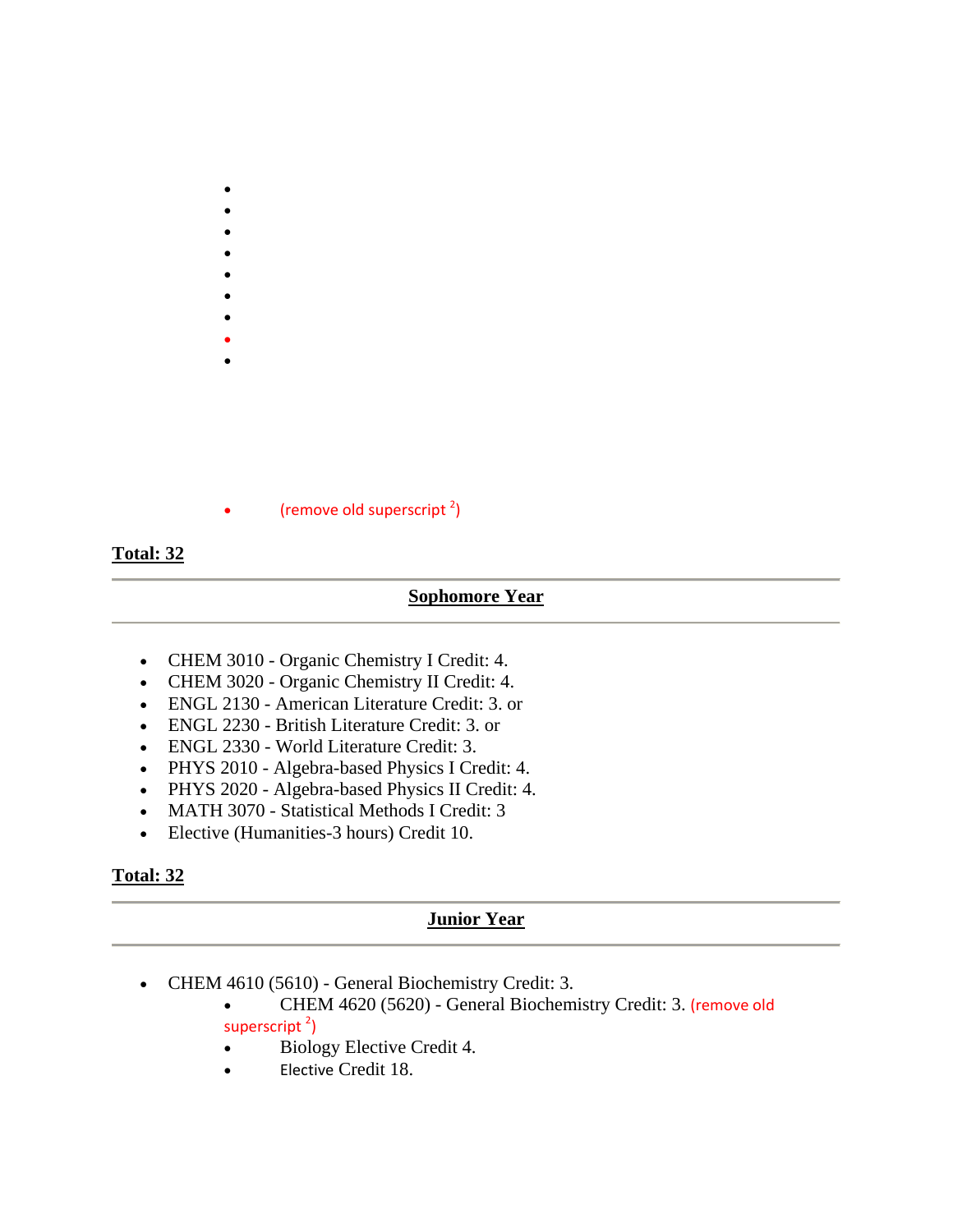- 
- 
- 
- 
- 
- 
- 
- 
- 

- (remove old superscript [2])

**Total: 32**

---

## Sophomore Year

---

- CHEM 3010 - Organic Chemistry I Credit: 4.
- CHEM 3020 - Organic Chemistry II Credit: 4.
- ENGL 2130 - American Literature Credit: 3. or
- ENGL 2230 - British Literature Credit: 3. or
- ENGL 2330 - World Literature Credit: 3.
- PHYS 2010 - Algebra-based Physics I Credit: 4.
- PHYS 2020 - Algebra-based Physics II Credit: 4.
- MATH 3070 - Statistical Methods I Credit: 3
- Elective (Humanities-3 hours) Credit 10.

**Total: 32**

---

## Junior Year

---

- CHEM 4610 (5610) - General Biochemistry Credit: 3.
  - CHEM 4620 (5620) - General Biochemistry Credit: 3. (remove old superscript [2])
  - Biology Elective Credit 4.
  - Elective Credit 18.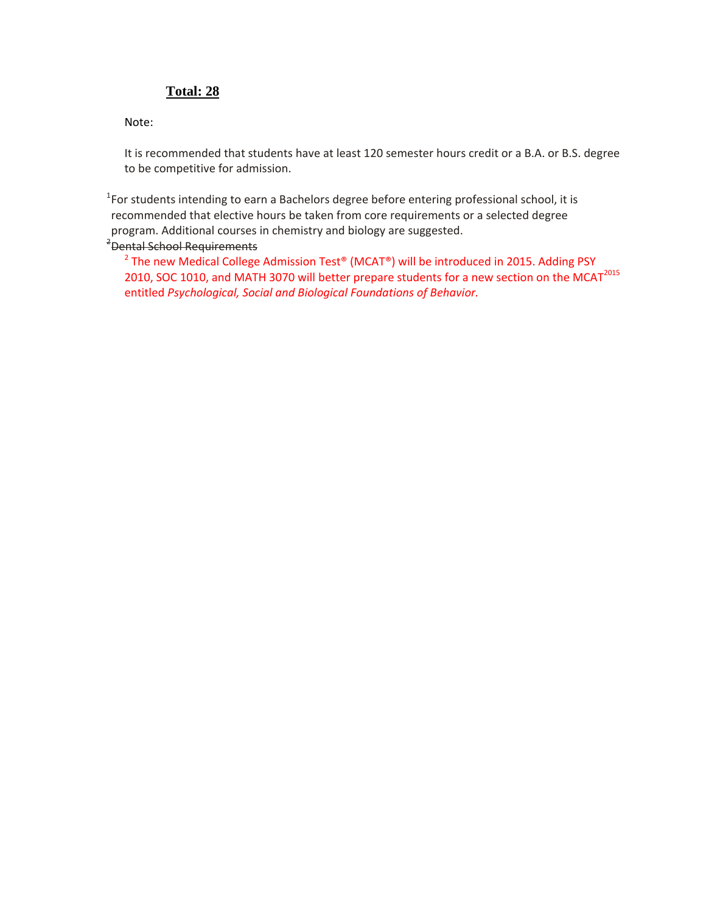**Total: 28**

Note:

It is recommended that students have at least 120 semester hours credit or a B.A. or B.S. degree to be competitive for admission.

[1]For students intending to earn a Bachelors degree before entering professional school, it is recommended that elective hours be taken from core requirements or a selected degree program. Additional courses in chemistry and biology are suggested.

~~[2]Dental School Requirements~~

[2] The new Medical College Admission Test® (MCAT®) will be introduced in 2015. Adding PSY 2010, SOC 1010, and MATH 3070 will better prepare students for a new section on the MCAT[2015] entitled *Psychological, Social and Biological Foundations of Behavior.*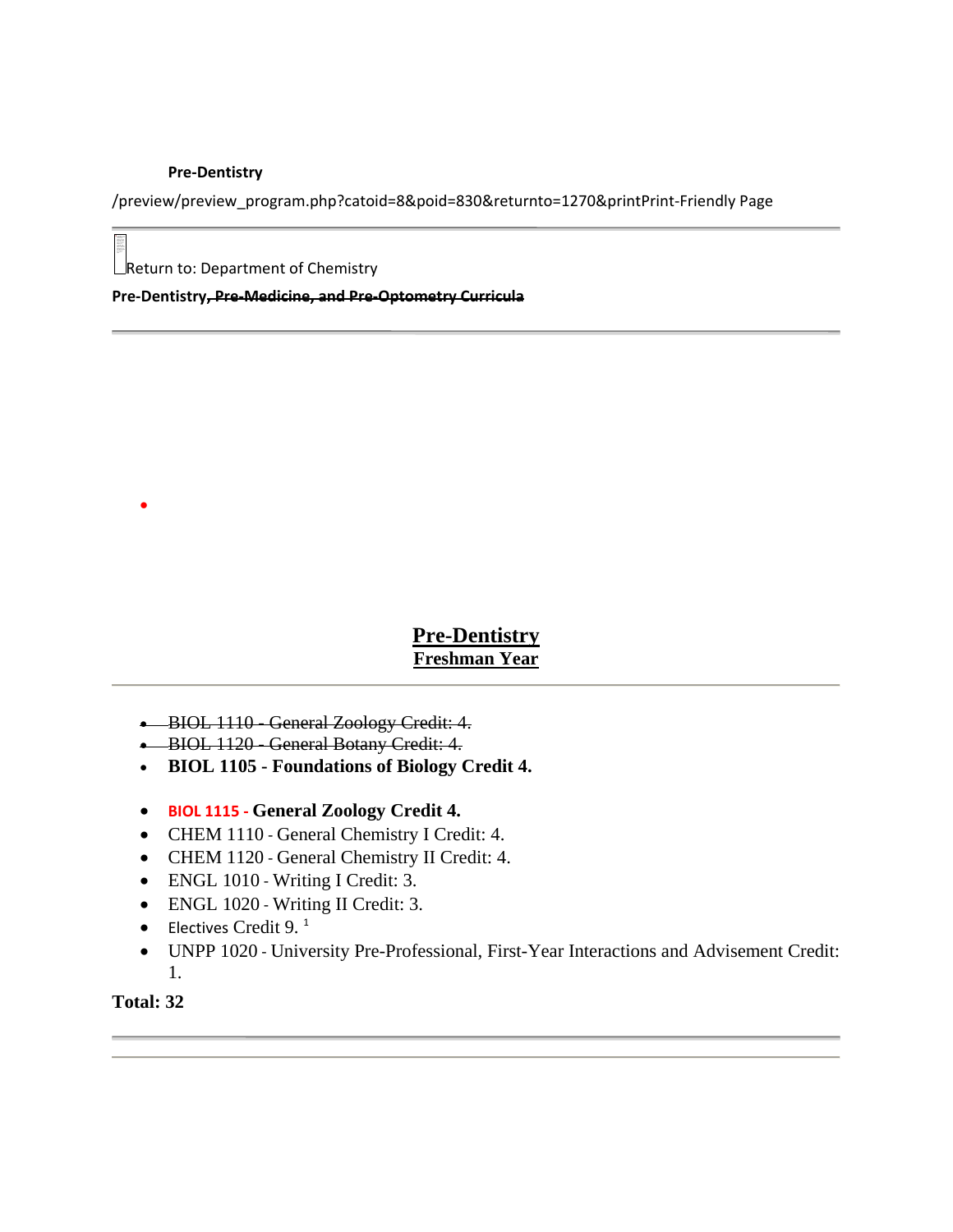**Pre-Dentistry**

/preview/preview_program.php?catoid=8&poid=830&returnto=1270&printPrint-Friendly Page

---

Return to: Department of Chemistry

**Pre-Dentistry~~, Pre-Medicine, and Pre-Optometry Curricula~~**

---

- 

## Pre-Dentistry

### Freshman Year

---

- ~~BIOL 1110 - General Zoology Credit: 4.~~
- ~~BIOL 1120 - General Botany Credit: 4.~~
- **BIOL 1105 - Foundations of Biology Credit 4.**
- **BIOL 1115 - General Zoology Credit 4.**
- CHEM 1110 - General Chemistry I Credit: 4.
- CHEM 1120 - General Chemistry II Credit: 4.
- ENGL 1010 - Writing I Credit: 3.
- ENGL 1020 - Writing II Credit: 3.
- Electives Credit 9. [1]
- UNPP 1020 - University Pre-Professional, First-Year Interactions and Advisement Credit: 1.

**Total: 32**

---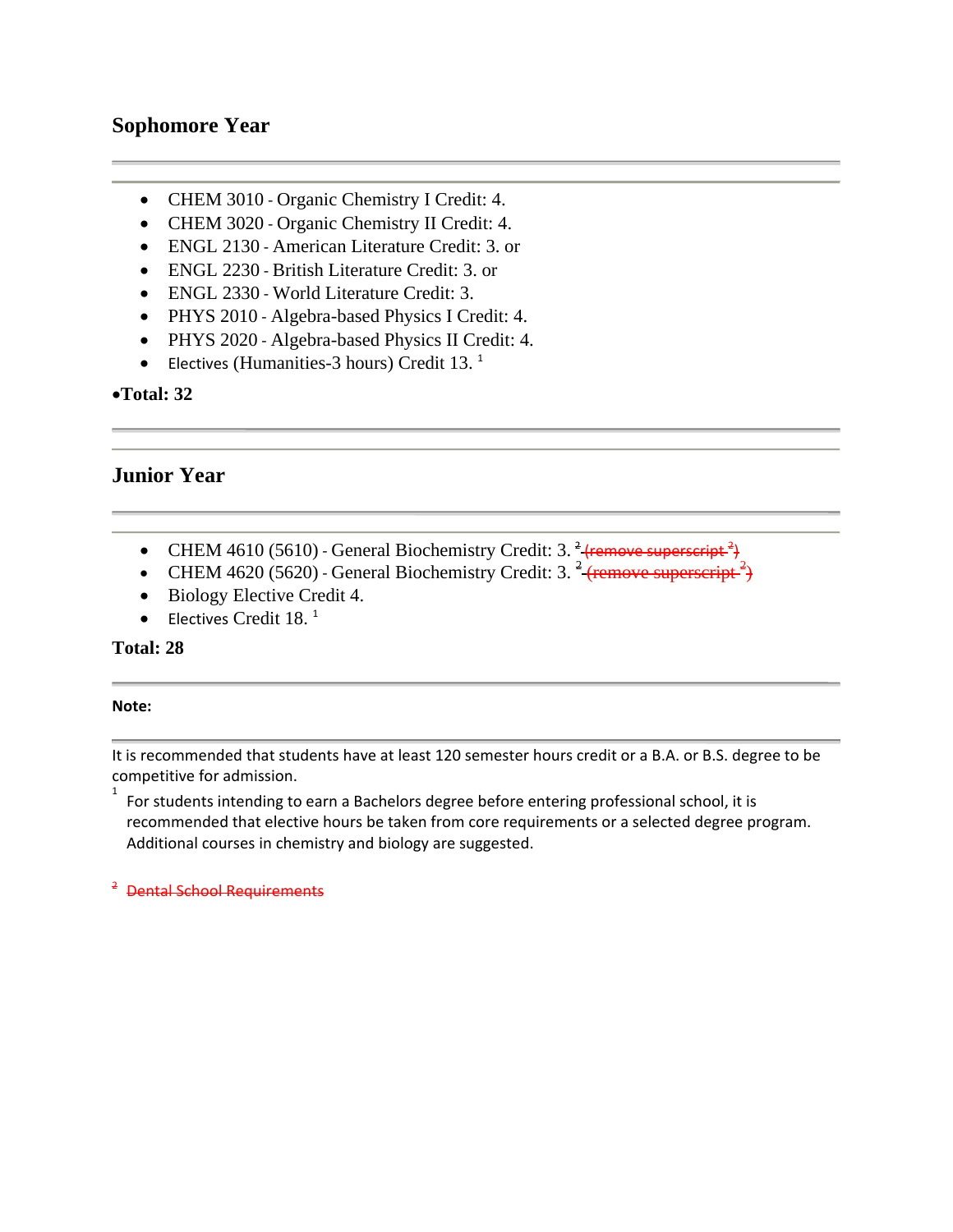## Sophomore Year

---

- CHEM 3010 - Organic Chemistry I Credit: 4.
- CHEM 3020 - Organic Chemistry II Credit: 4.
- ENGL 2130 - American Literature Credit: 3. or
- ENGL 2230 - British Literature Credit: 3. or
- ENGL 2330 - World Literature Credit: 3.
- PHYS 2010 - Algebra-based Physics I Credit: 4.
- PHYS 2020 - Algebra-based Physics II Credit: 4.
- Electives (Humanities-3 hours) Credit 13. [1]

**•Total: 32**

---

## Junior Year

---

- CHEM 4610 (5610) - General Biochemistry Credit: 3. [2] ~~(remove superscript [2])~~
- CHEM 4620 (5620) - General Biochemistry Credit: 3. [2] ~~(remove superscript [2])~~
- Biology Elective Credit 4.
- Electives Credit 18. [1]

**Total: 28**

---

**Note:**

---

It is recommended that students have at least 120 semester hours credit or a B.A. or B.S. degree to be competitive for admission.

[1] For students intending to earn a Bachelors degree before entering professional school, it is recommended that elective hours be taken from core requirements or a selected degree program. Additional courses in chemistry and biology are suggested.

~~[2] Dental School Requirements~~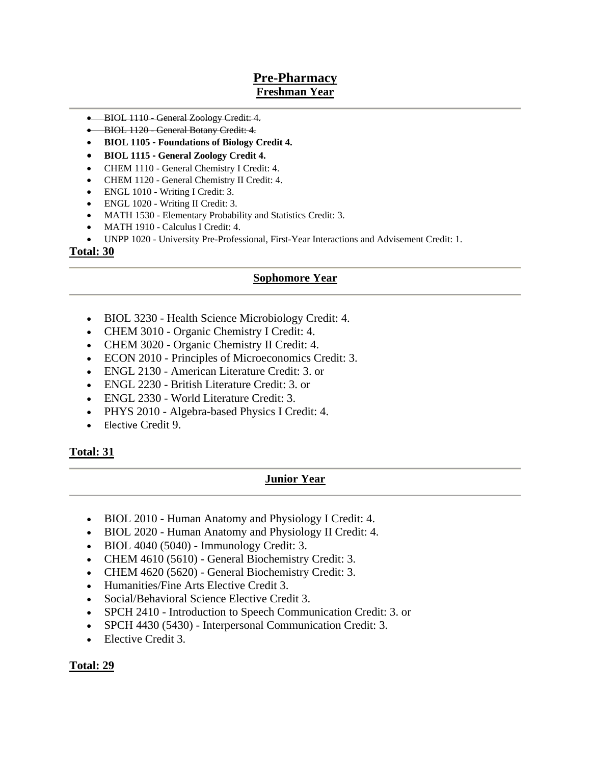# Pre-Pharmacy

## Freshman Year

- ~~BIOL 1110 - General Zoology Credit: 4.~~
- ~~BIOL 1120 - General Botany Credit: 4.~~
- **BIOL 1105 - Foundations of Biology Credit 4.**
- **BIOL 1115 - General Zoology Credit 4.**
- CHEM 1110 - General Chemistry I Credit: 4.
- CHEM 1120 - General Chemistry II Credit: 4.
- ENGL 1010 - Writing I Credit: 3.
- ENGL 1020 - Writing II Credit: 3.
- MATH 1530 - Elementary Probability and Statistics Credit: 3.
- MATH 1910 - Calculus I Credit: 4.
- UNPP 1020 - University Pre-Professional, First-Year Interactions and Advisement Credit: 1.

**Total: 30**

## Sophomore Year

- BIOL 3230 - Health Science Microbiology Credit: 4.
- CHEM 3010 - Organic Chemistry I Credit: 4.
- CHEM 3020 - Organic Chemistry II Credit: 4.
- ECON 2010 - Principles of Microeconomics Credit: 3.
- ENGL 2130 - American Literature Credit: 3. or
- ENGL 2230 - British Literature Credit: 3. or
- ENGL 2330 - World Literature Credit: 3.
- PHYS 2010 - Algebra-based Physics I Credit: 4.
- Elective Credit 9.

**Total: 31**

## Junior Year

- BIOL 2010 - Human Anatomy and Physiology I Credit: 4.
- BIOL 2020 - Human Anatomy and Physiology II Credit: 4.
- BIOL 4040 (5040) - Immunology Credit: 3.
- CHEM 4610 (5610) - General Biochemistry Credit: 3.
- CHEM 4620 (5620) - General Biochemistry Credit: 3.
- Humanities/Fine Arts Elective Credit 3.
- Social/Behavioral Science Elective Credit 3.
- SPCH 2410 - Introduction to Speech Communication Credit: 3. or
- SPCH 4430 (5430) - Interpersonal Communication Credit: 3.
- Elective Credit 3.

**Total: 29**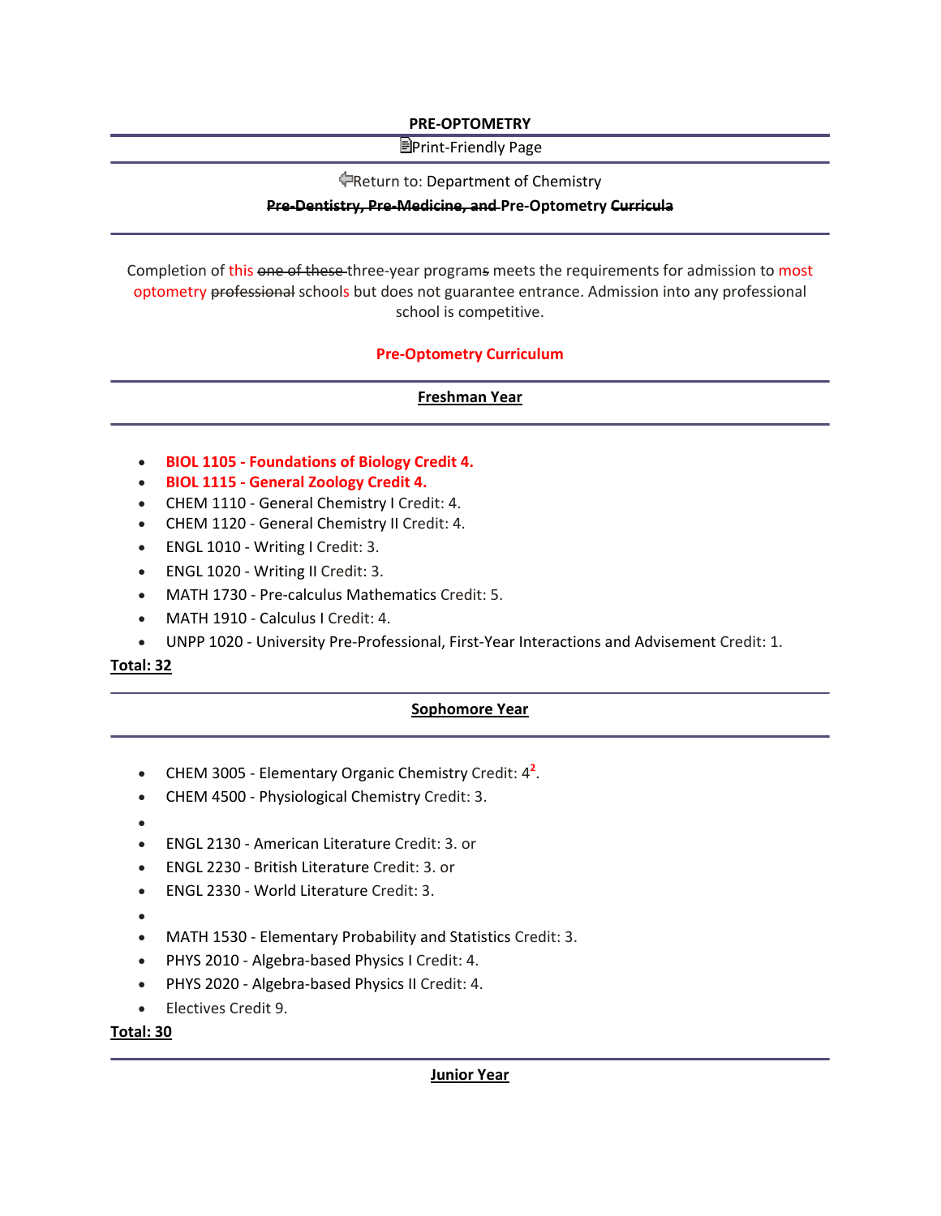**PRE-OPTOMETRY**

Print-Friendly Page

Return to: Department of Chemistry

**~~Pre-Dentistry, Pre-Medicine, and~~ Pre-Optometry ~~Curricula~~**

Completion of this ~~one of these~~ three-year program~~s~~ meets the requirements for admission to most optometry ~~professional~~ schools but does not guarantee entrance. Admission into any professional school is competitive.

**Pre-Optometry Curriculum**

**Freshman Year**

- **BIOL 1105 - Foundations of Biology Credit 4.**
- **BIOL 1115 - General Zoology Credit 4.**
- CHEM 1110 - General Chemistry I Credit: 4.
- CHEM 1120 - General Chemistry II Credit: 4.
- ENGL 1010 - Writing I Credit: 3.
- ENGL 1020 - Writing II Credit: 3.
- MATH 1730 - Pre-calculus Mathematics Credit: 5.
- MATH 1910 - Calculus I Credit: 4.
- UNPP 1020 - University Pre-Professional, First-Year Interactions and Advisement Credit: 1.

**Total: 32**

**Sophomore Year**

- CHEM 3005 - Elementary Organic Chemistry Credit: 4[2].
- CHEM 4500 - Physiological Chemistry Credit: 3.
- 
- ENGL 2130 - American Literature Credit: 3. or
- ENGL 2230 - British Literature Credit: 3. or
- ENGL 2330 - World Literature Credit: 3.
- 
- MATH 1530 - Elementary Probability and Statistics Credit: 3.
- PHYS 2010 - Algebra-based Physics I Credit: 4.
- PHYS 2020 - Algebra-based Physics II Credit: 4.
- Electives Credit 9.

**Total: 30**

**Junior Year**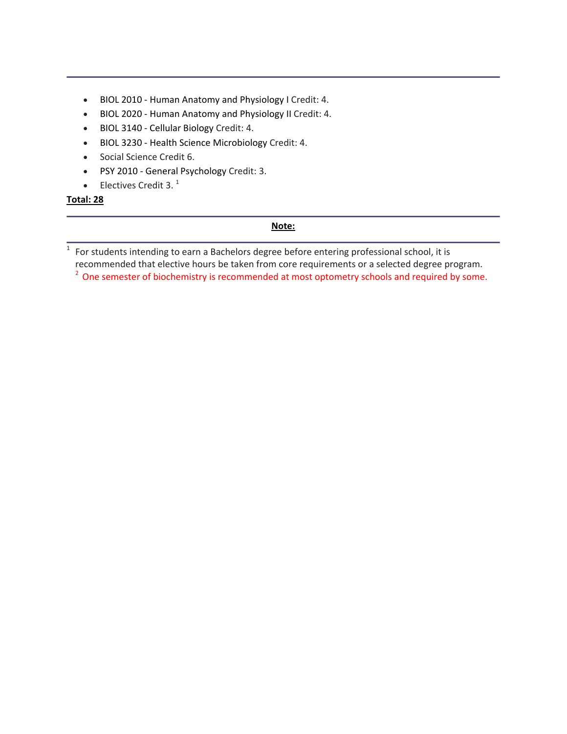- BIOL 2010 - Human Anatomy and Physiology I Credit: 4.
- BIOL 2020 - Human Anatomy and Physiology II Credit: 4.
- BIOL 3140 - Cellular Biology Credit: 4.
- BIOL 3230 - Health Science Microbiology Credit: 4.
- Social Science Credit 6.
- PSY 2010 - General Psychology Credit: 3.
- Electives Credit 3. [1]

**Total: 28**

---

**Note:**

---

[1] For students intending to earn a Bachelors degree before entering professional school, it is recommended that elective hours be taken from core requirements or a selected degree program.

[2] One semester of biochemistry is recommended at most optometry schools and required by some.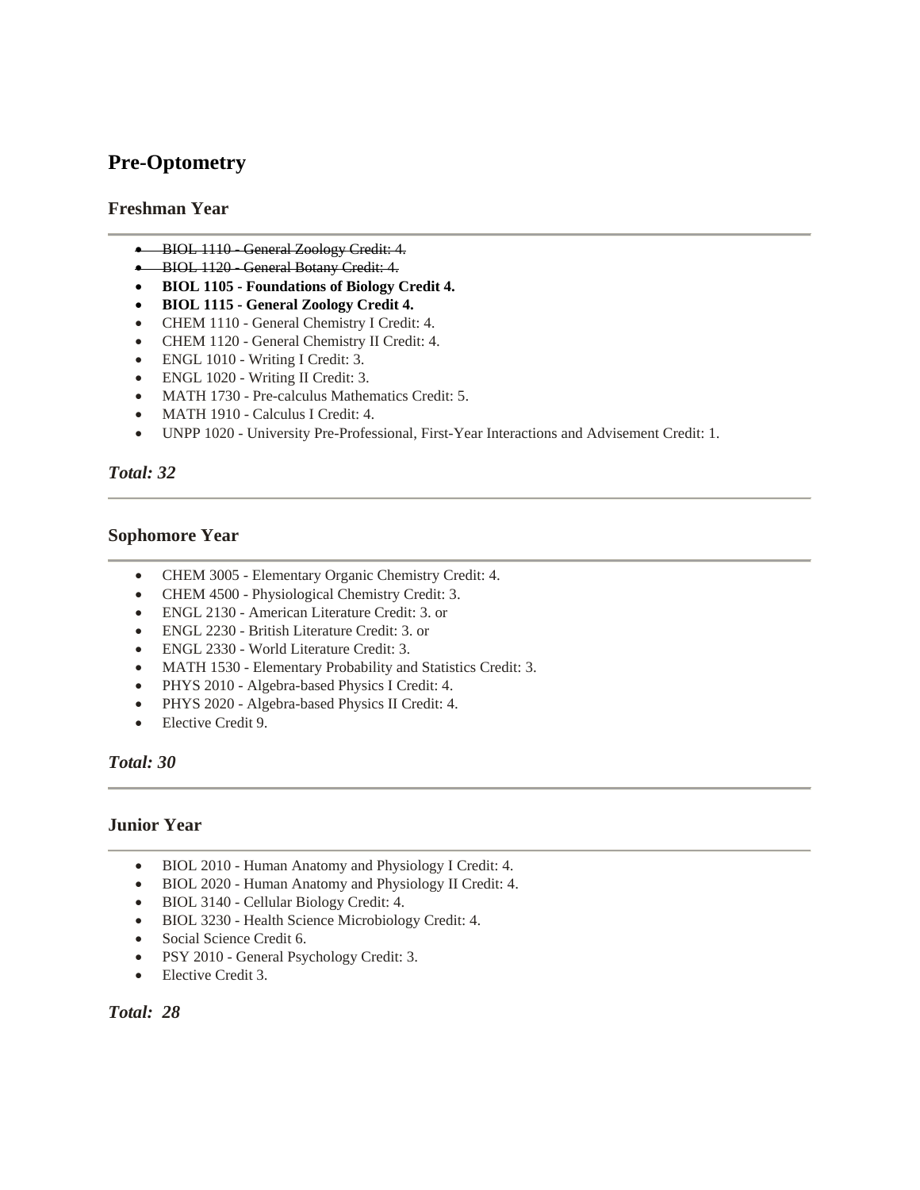## Pre-Optometry

### Freshman Year

- ~~BIOL 1110 - General Zoology Credit: 4.~~
- ~~BIOL 1120 - General Botany Credit: 4.~~
- **BIOL 1105 - Foundations of Biology Credit 4.**
- **BIOL 1115 - General Zoology Credit 4.**
- CHEM 1110 - General Chemistry I Credit: 4.
- CHEM 1120 - General Chemistry II Credit: 4.
- ENGL 1010 - Writing I Credit: 3.
- ENGL 1020 - Writing II Credit: 3.
- MATH 1730 - Pre-calculus Mathematics Credit: 5.
- MATH 1910 - Calculus I Credit: 4.
- UNPP 1020 - University Pre-Professional, First-Year Interactions and Advisement Credit: 1.

***Total: 32***

### Sophomore Year

- CHEM 3005 - Elementary Organic Chemistry Credit: 4.
- CHEM 4500 - Physiological Chemistry Credit: 3.
- ENGL 2130 - American Literature Credit: 3. or
- ENGL 2230 - British Literature Credit: 3. or
- ENGL 2330 - World Literature Credit: 3.
- MATH 1530 - Elementary Probability and Statistics Credit: 3.
- PHYS 2010 - Algebra-based Physics I Credit: 4.
- PHYS 2020 - Algebra-based Physics II Credit: 4.
- Elective Credit 9.

***Total: 30***

### Junior Year

- BIOL 2010 - Human Anatomy and Physiology I Credit: 4.
- BIOL 2020 - Human Anatomy and Physiology II Credit: 4.
- BIOL 3140 - Cellular Biology Credit: 4.
- BIOL 3230 - Health Science Microbiology Credit: 4.
- Social Science Credit 6.
- PSY 2010 - General Psychology Credit: 3.
- Elective Credit 3.

***Total: 28***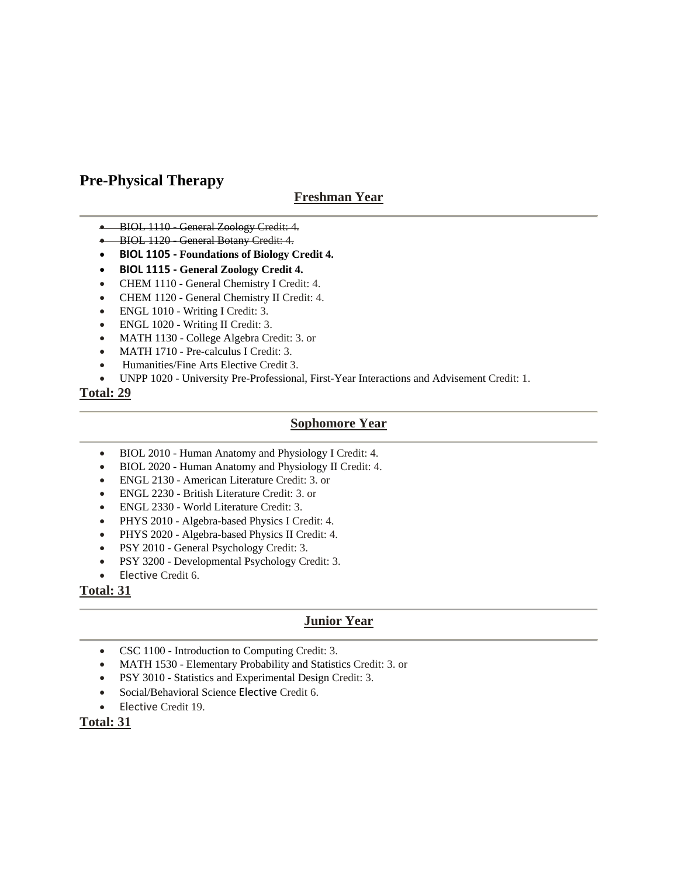# Pre-Physical Therapy

## Freshman Year

- ~~BIOL 1110 - General Zoology Credit: 4.~~
- ~~BIOL 1120 - General Botany Credit: 4.~~
- **BIOL 1105 - Foundations of Biology Credit 4.**
- **BIOL 1115 - General Zoology Credit 4.**
- CHEM 1110 - General Chemistry I Credit: 4.
- CHEM 1120 - General Chemistry II Credit: 4.
- ENGL 1010 - Writing I Credit: 3.
- ENGL 1020 - Writing II Credit: 3.
- MATH 1130 - College Algebra Credit: 3. or
- MATH 1710 - Pre-calculus I Credit: 3.
- Humanities/Fine Arts Elective Credit 3.
- UNPP 1020 - University Pre-Professional, First-Year Interactions and Advisement Credit: 1.

**Total: 29**

## Sophomore Year

- BIOL 2010 - Human Anatomy and Physiology I Credit: 4.
- BIOL 2020 - Human Anatomy and Physiology II Credit: 4.
- ENGL 2130 - American Literature Credit: 3. or
- ENGL 2230 - British Literature Credit: 3. or
- ENGL 2330 - World Literature Credit: 3.
- PHYS 2010 - Algebra-based Physics I Credit: 4.
- PHYS 2020 - Algebra-based Physics II Credit: 4.
- PSY 2010 - General Psychology Credit: 3.
- PSY 3200 - Developmental Psychology Credit: 3.
- Elective Credit 6.

**Total: 31**

## Junior Year

- CSC 1100 - Introduction to Computing Credit: 3.
- MATH 1530 - Elementary Probability and Statistics Credit: 3. or
- PSY 3010 - Statistics and Experimental Design Credit: 3.
- Social/Behavioral Science Elective Credit 6.
- Elective Credit 19.

**Total: 31**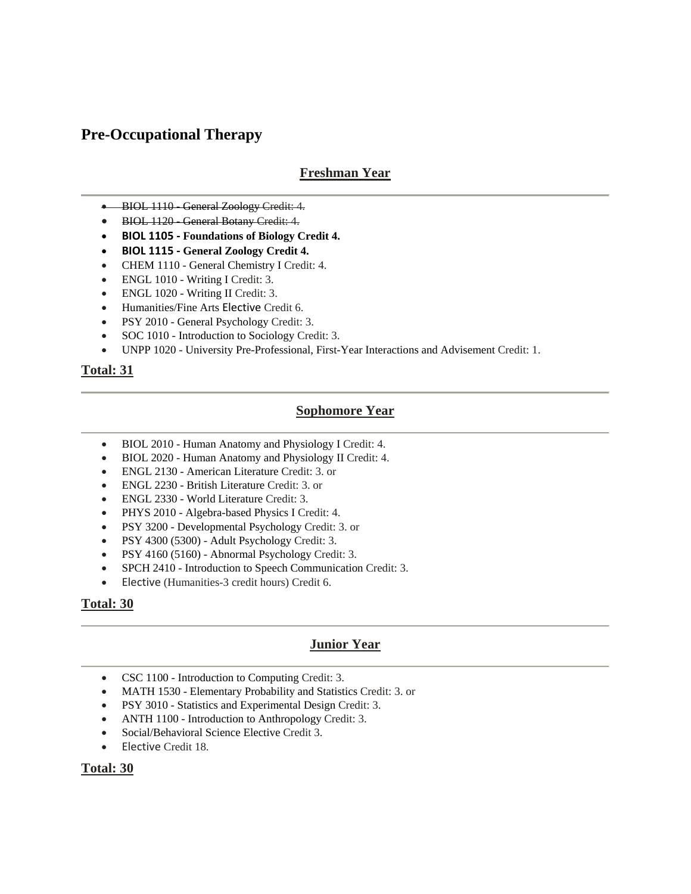# Pre-Occupational Therapy

## Freshman Year

---

- ~~BIOL 1110 - General Zoology Credit: 4.~~
- ~~BIOL 1120 - General Botany Credit: 4.~~
- **BIOL 1105 - Foundations of Biology Credit 4.**
- **BIOL 1115 - General Zoology Credit 4.**
- CHEM 1110 - General Chemistry I Credit: 4.
- ENGL 1010 - Writing I Credit: 3.
- ENGL 1020 - Writing II Credit: 3.
- Humanities/Fine Arts Elective Credit 6.
- PSY 2010 - General Psychology Credit: 3.
- SOC 1010 - Introduction to Sociology Credit: 3.
- UNPP 1020 - University Pre-Professional, First-Year Interactions and Advisement Credit: 1.

**Total: 31**

---

## Sophomore Year

---

- BIOL 2010 - Human Anatomy and Physiology I Credit: 4.
- BIOL 2020 - Human Anatomy and Physiology II Credit: 4.
- ENGL 2130 - American Literature Credit: 3. or
- ENGL 2230 - British Literature Credit: 3. or
- ENGL 2330 - World Literature Credit: 3.
- PHYS 2010 - Algebra-based Physics I Credit: 4.
- PSY 3200 - Developmental Psychology Credit: 3. or
- PSY 4300 (5300) - Adult Psychology Credit: 3.
- PSY 4160 (5160) - Abnormal Psychology Credit: 3.
- SPCH 2410 - Introduction to Speech Communication Credit: 3.
- Elective (Humanities-3 credit hours) Credit 6.

**Total: 30**

---

## Junior Year

---

- CSC 1100 - Introduction to Computing Credit: 3.
- MATH 1530 - Elementary Probability and Statistics Credit: 3. or
- PSY 3010 - Statistics and Experimental Design Credit: 3.
- ANTH 1100 - Introduction to Anthropology Credit: 3.
- Social/Behavioral Science Elective Credit 3.
- Elective Credit 18.

**Total: 30**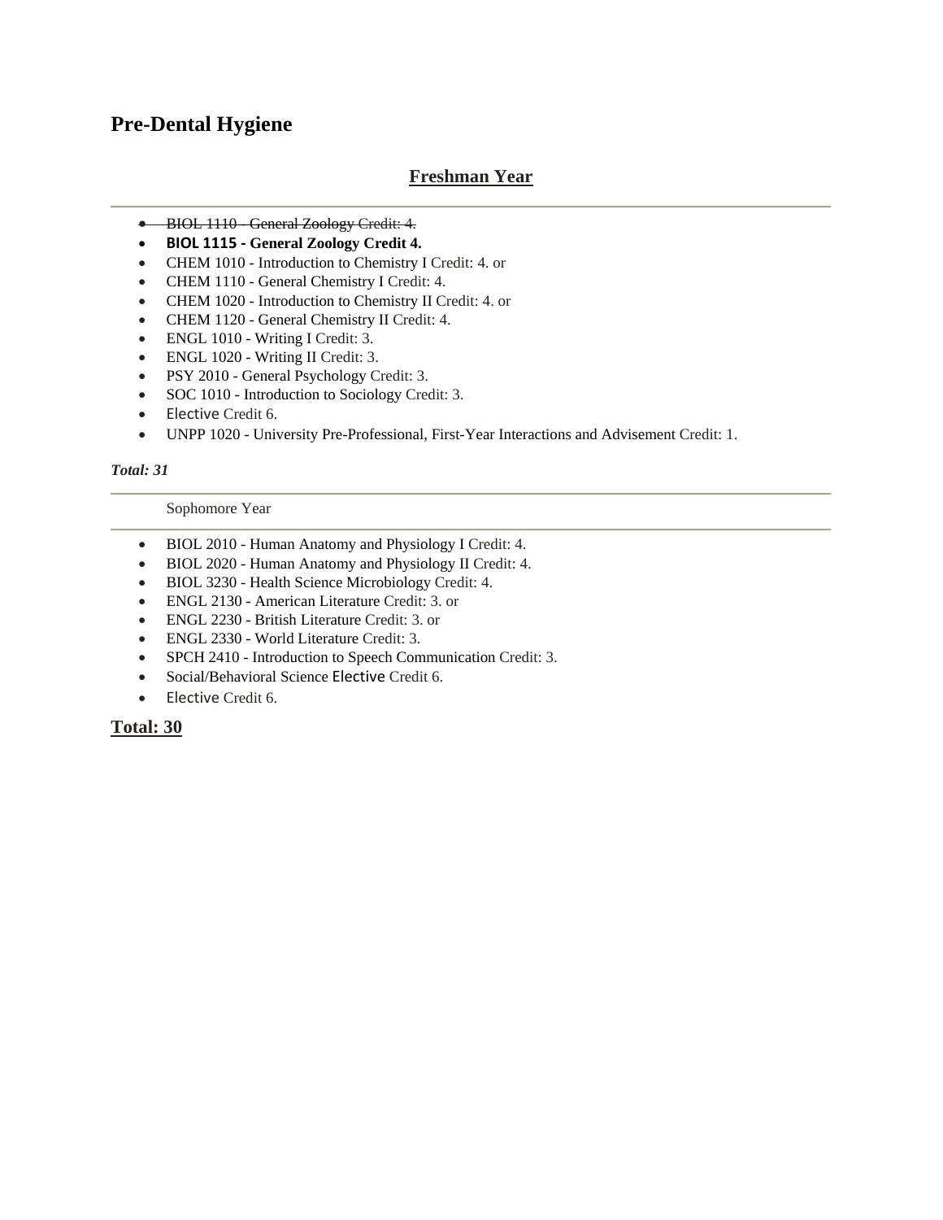# Pre-Dental Hygiene

## Freshman Year

- ~~BIOL 1110 - General Zoology Credit: 4.~~
- **BIOL 1115 - General Zoology Credit 4.**
- CHEM 1010 - Introduction to Chemistry I Credit: 4. or
- CHEM 1110 - General Chemistry I Credit: 4.
- CHEM 1020 - Introduction to Chemistry II Credit: 4. or
- CHEM 1120 - General Chemistry II Credit: 4.
- ENGL 1010 - Writing I Credit: 3.
- ENGL 1020 - Writing II Credit: 3.
- PSY 2010 - General Psychology Credit: 3.
- SOC 1010 - Introduction to Sociology Credit: 3.
- Elective Credit 6.
- UNPP 1020 - University Pre-Professional, First-Year Interactions and Advisement Credit: 1.

***Total: 31***

## Sophomore Year

- BIOL 2010 - Human Anatomy and Physiology I Credit: 4.
- BIOL 2020 - Human Anatomy and Physiology II Credit: 4.
- BIOL 3230 - Health Science Microbiology Credit: 4.
- ENGL 2130 - American Literature Credit: 3. or
- ENGL 2230 - British Literature Credit: 3. or
- ENGL 2330 - World Literature Credit: 3.
- SPCH 2410 - Introduction to Speech Communication Credit: 3.
- Social/Behavioral Science Elective Credit 6.
- Elective Credit 6.

**Total: 30**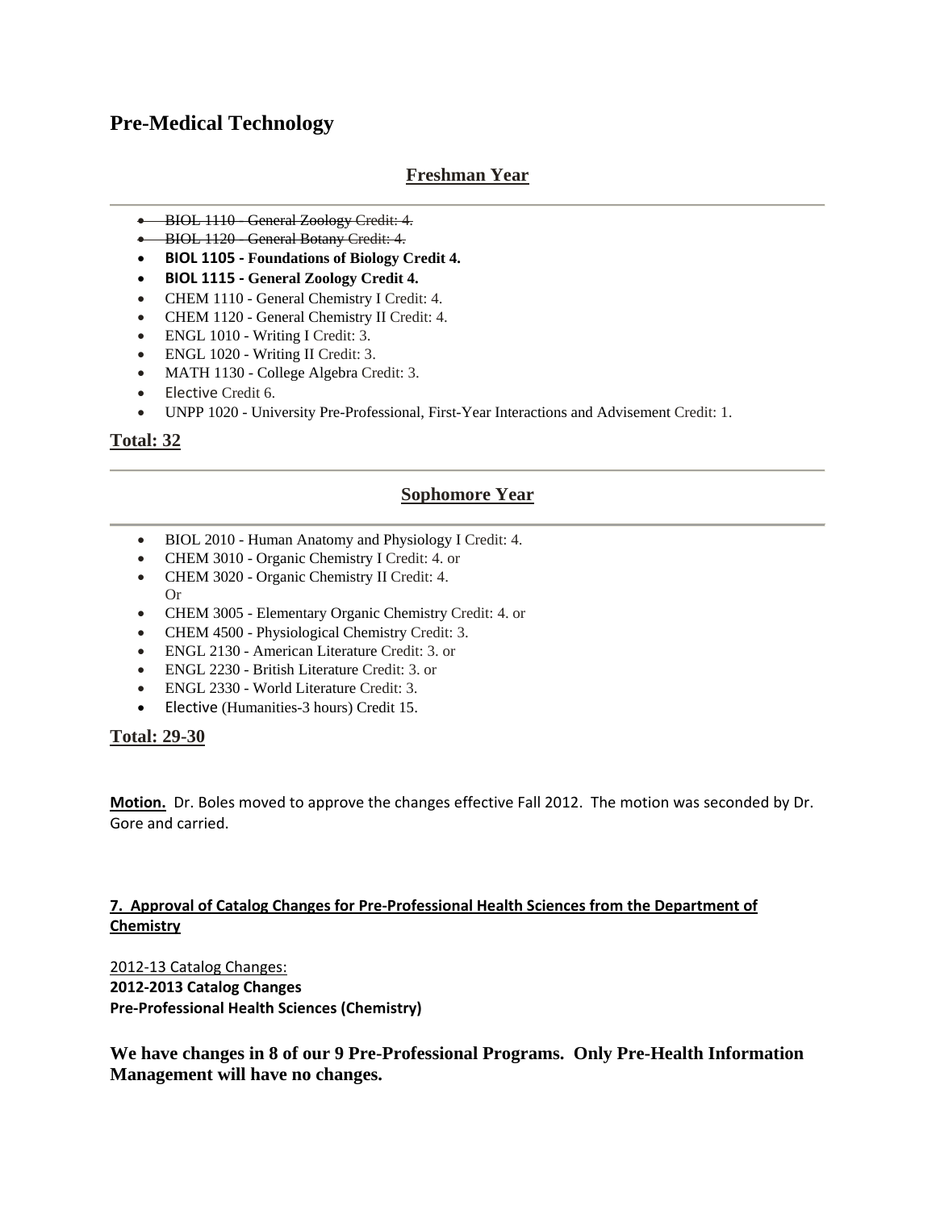# Pre-Medical Technology

## Freshman Year

---

- ~~BIOL 1110 - General Zoology Credit: 4.~~
- ~~BIOL 1120 - General Botany Credit: 4.~~
- **BIOL 1105 - Foundations of Biology Credit 4.**
- **BIOL 1115 - General Zoology Credit 4.**
- CHEM 1110 - General Chemistry I Credit: 4.
- CHEM 1120 - General Chemistry II Credit: 4.
- ENGL 1010 - Writing I Credit: 3.
- ENGL 1020 - Writing II Credit: 3.
- MATH 1130 - College Algebra Credit: 3.
- Elective Credit 6.
- UNPP 1020 - University Pre-Professional, First-Year Interactions and Advisement Credit: 1.

**Total: 32**

---

## Sophomore Year

---

- BIOL 2010 - Human Anatomy and Physiology I Credit: 4.
- CHEM 3010 - Organic Chemistry I Credit: 4. or
- CHEM 3020 - Organic Chemistry II Credit: 4.  
  Or
- CHEM 3005 - Elementary Organic Chemistry Credit: 4. or
- CHEM 4500 - Physiological Chemistry Credit: 3.
- ENGL 2130 - American Literature Credit: 3. or
- ENGL 2230 - British Literature Credit: 3. or
- ENGL 2330 - World Literature Credit: 3.
- Elective (Humanities-3 hours) Credit 15.

**Total: 29-30**

**Motion.** Dr. Boles moved to approve the changes effective Fall 2012. The motion was seconded by Dr. Gore and carried.

**7. Approval of Catalog Changes for Pre-Professional Health Sciences from the Department of Chemistry**

2012-13 Catalog Changes:  
**2012-2013 Catalog Changes**  
**Pre-Professional Health Sciences (Chemistry)**

**We have changes in 8 of our 9 Pre-Professional Programs. Only Pre-Health Information Management will have no changes.**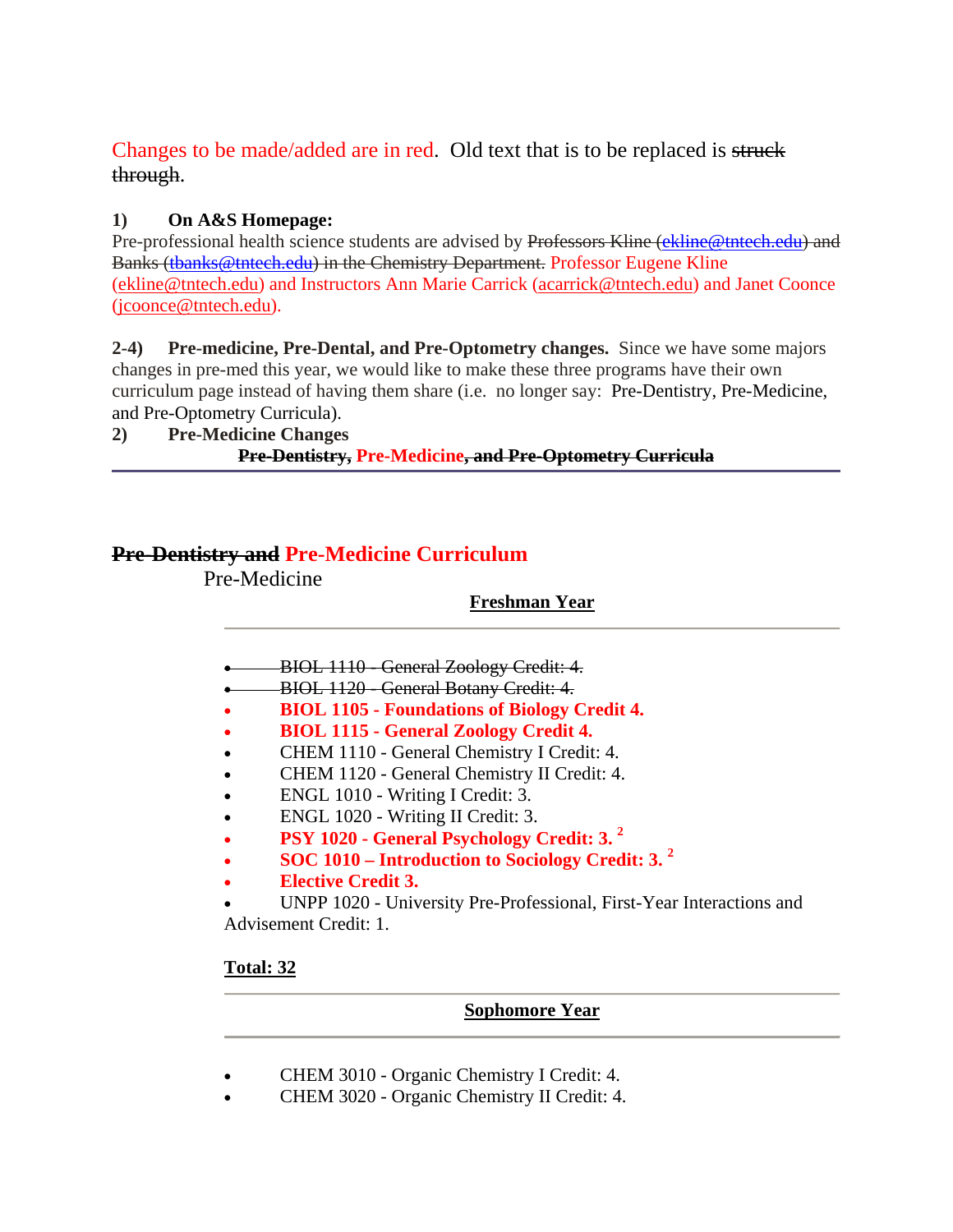Changes to be made/added are in red. Old text that is to be replaced is ~~struck through~~.

**1) On A&S Homepage:**

Pre-professional health science students are advised by ~~Professors Kline (ekline@tntech.edu) and Banks (tbanks@tntech.edu) in the Chemistry Department.~~ Professor Eugene Kline (ekline@tntech.edu) and Instructors Ann Marie Carrick (acarrick@tntech.edu) and Janet Coonce (jcoonce@tntech.edu).

**2-4) Pre-medicine, Pre-Dental, and Pre-Optometry changes.** Since we have some majors changes in pre-med this year, we would like to make these three programs have their own curriculum page instead of having them share (i.e. no longer say: Pre-Dentistry, Pre-Medicine, and Pre-Optometry Curricula).

**2) Pre-Medicine Changes**

**~~Pre-Dentistry,~~ Pre-Medicine~~, and Pre-Optometry Curricula~~**

---

## ~~Pre-Dentistry and~~ Pre-Medicine Curriculum

Pre-Medicine

**Freshman Year**

---

- ~~BIOL 1110 - General Zoology Credit: 4.~~
- ~~BIOL 1120 - General Botany Credit: 4.~~
- **BIOL 1105 - Foundations of Biology Credit 4.**
- **BIOL 1115 - General Zoology Credit 4.**
- CHEM 1110 - General Chemistry I Credit: 4.
- CHEM 1120 - General Chemistry II Credit: 4.
- ENGL 1010 - Writing I Credit: 3.
- ENGL 1020 - Writing II Credit: 3.
- **PSY 1020 - General Psychology Credit: 3.** [2]
- **SOC 1010 – Introduction to Sociology Credit: 3.** [2]
- **Elective Credit 3.**
- UNPP 1020 - University Pre-Professional, First-Year Interactions and Advisement Credit: 1.

**Total: 32**

---

**Sophomore Year**

---

- CHEM 3010 - Organic Chemistry I Credit: 4.
- CHEM 3020 - Organic Chemistry II Credit: 4.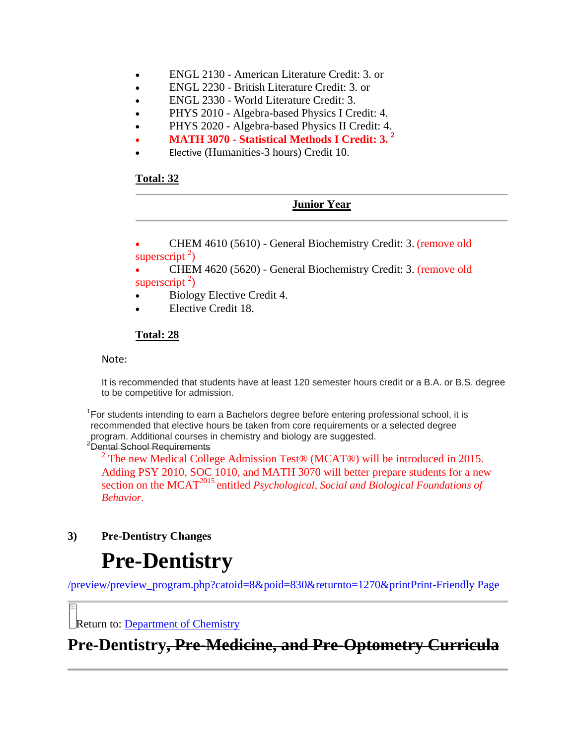- ENGL 2130 - American Literature Credit: 3. or
- ENGL 2230 - British Literature Credit: 3. or
- ENGL 2330 - World Literature Credit: 3.
- PHYS 2010 - Algebra-based Physics I Credit: 4.
- PHYS 2020 - Algebra-based Physics II Credit: 4.
- **MATH 3070 - Statistical Methods I Credit: 3.** [2]
- Elective (Humanities-3 hours) Credit 10.

**Total: 32**

---

**Junior Year**

---

- CHEM 4610 (5610) - General Biochemistry Credit: 3. (remove old superscript [2])
- CHEM 4620 (5620) - General Biochemistry Credit: 3. (remove old superscript [2])
- Biology Elective Credit 4.
- Elective Credit 18.

**Total: 28**

Note:

It is recommended that students have at least 120 semester hours credit or a B.A. or B.S. degree to be competitive for admission.

[1]For students intending to earn a Bachelors degree before entering professional school, it is recommended that elective hours be taken from core requirements or a selected degree program. Additional courses in chemistry and biology are suggested.

~~[2]Dental School Requirements~~

[2] The new Medical College Admission Test® (MCAT®) will be introduced in 2015. Adding PSY 2010, SOC 1010, and MATH 3070 will better prepare students for a new section on the MCAT[2015] entitled *Psychological, Social and Biological Foundations of Behavior.*

**3) Pre-Dentistry Changes**

# Pre-Dentistry

/preview/preview_program.php?catoid=8&poid=830&returnto=1270&printPrint-Friendly Page

---

Return to: Department of Chemistry

## Pre-Dentistry~~, Pre-Medicine, and Pre-Optometry Curricula~~

---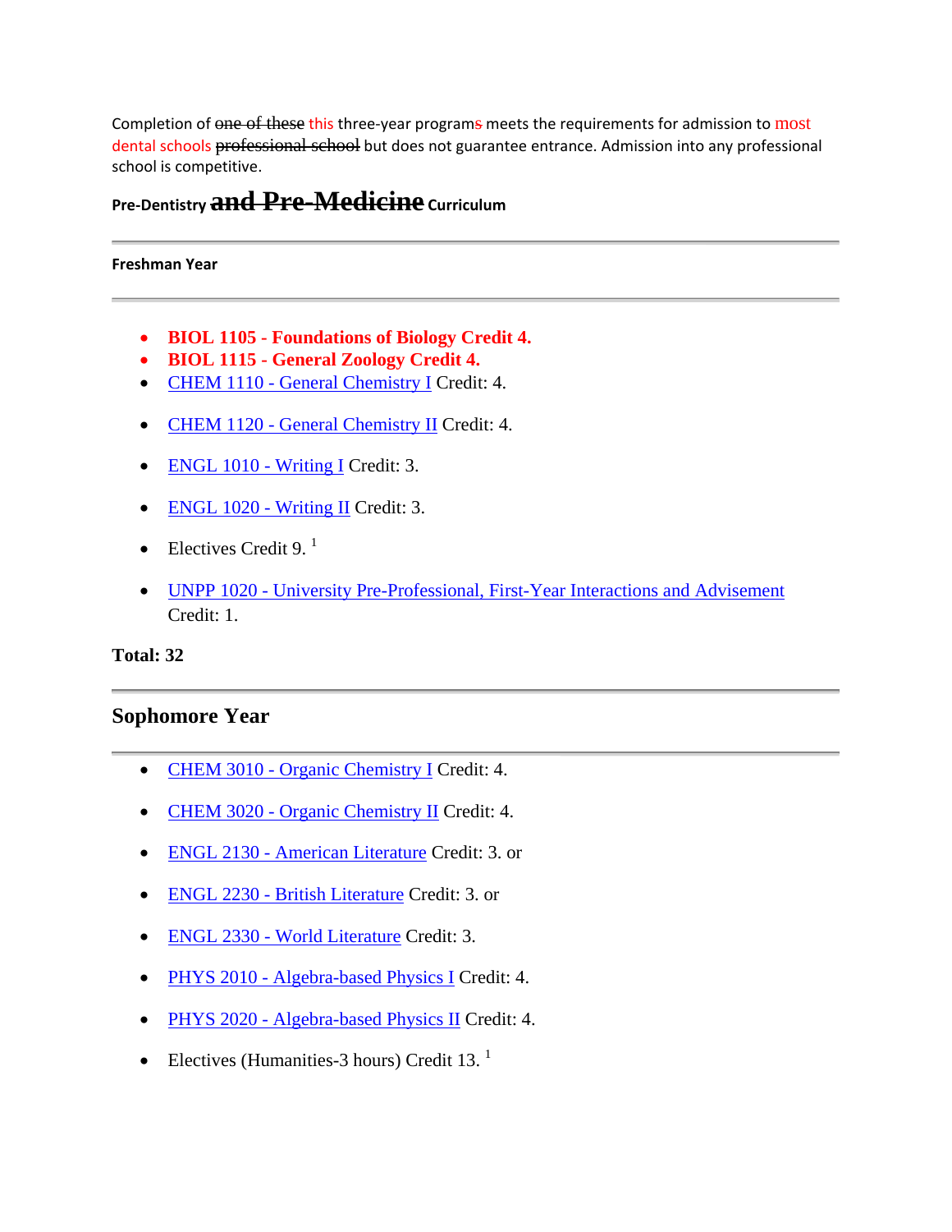Completion of ~~one of these~~ this three-year program~~s~~ meets the requirements for admission to most dental schools ~~professional school~~ but does not guarantee entrance. Admission into any professional school is competitive.

**Pre-Dentistry ~~and Pre-Medicine~~ Curriculum**

---

**Freshman Year**

---

- **BIOL 1105 - Foundations of Biology Credit 4.**
- **BIOL 1115 - General Zoology Credit 4.**
- CHEM 1110 - General Chemistry I Credit: 4.
- CHEM 1120 - General Chemistry II Credit: 4.
- ENGL 1010 - Writing I Credit: 3.
- ENGL 1020 - Writing II Credit: 3.
- Electives Credit 9. [1]
- UNPP 1020 - University Pre-Professional, First-Year Interactions and Advisement Credit: 1.

**Total: 32**

---

## Sophomore Year

---

- CHEM 3010 - Organic Chemistry I Credit: 4.
- CHEM 3020 - Organic Chemistry II Credit: 4.
- ENGL 2130 - American Literature Credit: 3. or
- ENGL 2230 - British Literature Credit: 3. or
- ENGL 2330 - World Literature Credit: 3.
- PHYS 2010 - Algebra-based Physics I Credit: 4.
- PHYS 2020 - Algebra-based Physics II Credit: 4.
- Electives (Humanities-3 hours) Credit 13. [1]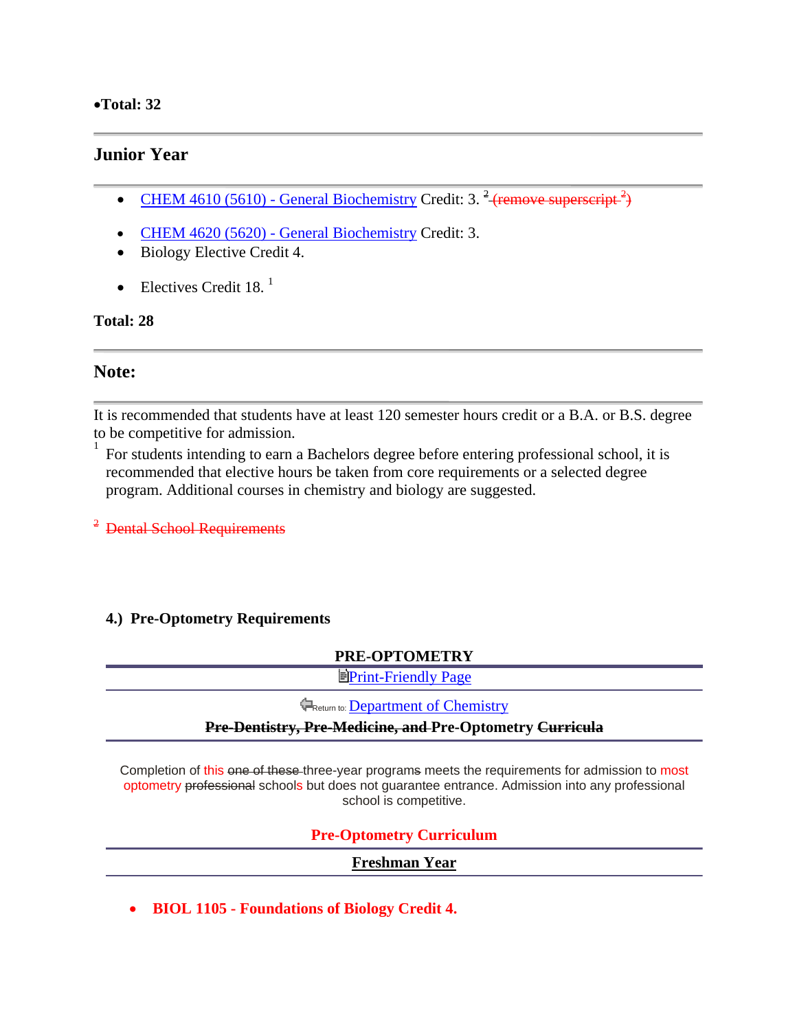•**Total: 32**

---

## Junior Year

---

- CHEM 4610 (5610) - General Biochemistry Credit: 3. [2] ~~(remove superscript [2])~~
- CHEM 4620 (5620) - General Biochemistry Credit: 3.
- Biology Elective Credit 4.
- Electives Credit 18. [1]

**Total: 28**

---

## Note:

---

It is recommended that students have at least 120 semester hours credit or a B.A. or B.S. degree to be competitive for admission.

[1] For students intending to earn a Bachelors degree before entering professional school, it is recommended that elective hours be taken from core requirements or a selected degree program. Additional courses in chemistry and biology are suggested.

~~[2] Dental School Requirements~~

**4.) Pre-Optometry Requirements**

**PRE-OPTOMETRY**

Print-Friendly Page

Return to: Department of Chemistry

**~~Pre-Dentistry, Pre-Medicine, and~~ Pre-Optometry ~~Curricula~~**

Completion of this ~~one of these~~ three-year program~~s~~ meets the requirements for admission to most optometry ~~professional~~ schools but does not guarantee entrance. Admission into any professional school is competitive.

**Pre-Optometry Curriculum**

**Freshman Year**

- **BIOL 1105 - Foundations of Biology Credit 4.**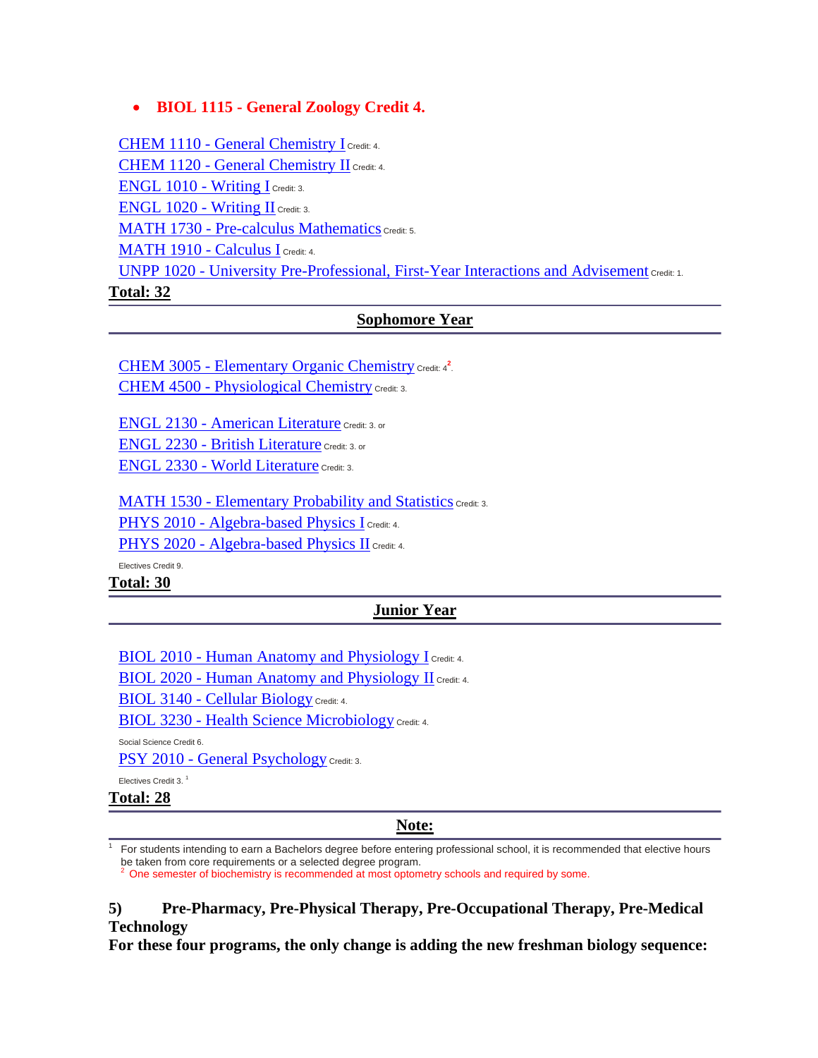- **BIOL 1115 - General Zoology Credit 4.**

CHEM 1110 - General Chemistry I Credit: 4.
CHEM 1120 - General Chemistry II Credit: 4.
ENGL 1010 - Writing I Credit: 3.
ENGL 1020 - Writing II Credit: 3.
MATH 1730 - Pre-calculus Mathematics Credit: 5.
MATH 1910 - Calculus I Credit: 4.
UNPP 1020 - University Pre-Professional, First-Year Interactions and Advisement Credit: 1.

**Total: 32**

## Sophomore Year

CHEM 3005 - Elementary Organic Chemistry Credit: 4[2].
CHEM 4500 - Physiological Chemistry Credit: 3.

ENGL 2130 - American Literature Credit: 3. or
ENGL 2230 - British Literature Credit: 3. or
ENGL 2330 - World Literature Credit: 3.

MATH 1530 - Elementary Probability and Statistics Credit: 3.
PHYS 2010 - Algebra-based Physics I Credit: 4.
PHYS 2020 - Algebra-based Physics II Credit: 4.

Electives Credit 9.

**Total: 30**

## Junior Year

BIOL 2010 - Human Anatomy and Physiology I Credit: 4.
BIOL 2020 - Human Anatomy and Physiology II Credit: 4.
BIOL 3140 - Cellular Biology Credit: 4.
BIOL 3230 - Health Science Microbiology Credit: 4.

Social Science Credit 6.

PSY 2010 - General Psychology Credit: 3.

Electives Credit 3. [1]

**Total: 28**

## Note:

[1] For students intending to earn a Bachelors degree before entering professional school, it is recommended that elective hours be taken from core requirements or a selected degree program.

[2] One semester of biochemistry is recommended at most optometry schools and required by some.

**5) Pre-Pharmacy, Pre-Physical Therapy, Pre-Occupational Therapy, Pre-Medical Technology**

**For these four programs, the only change is adding the new freshman biology sequence:**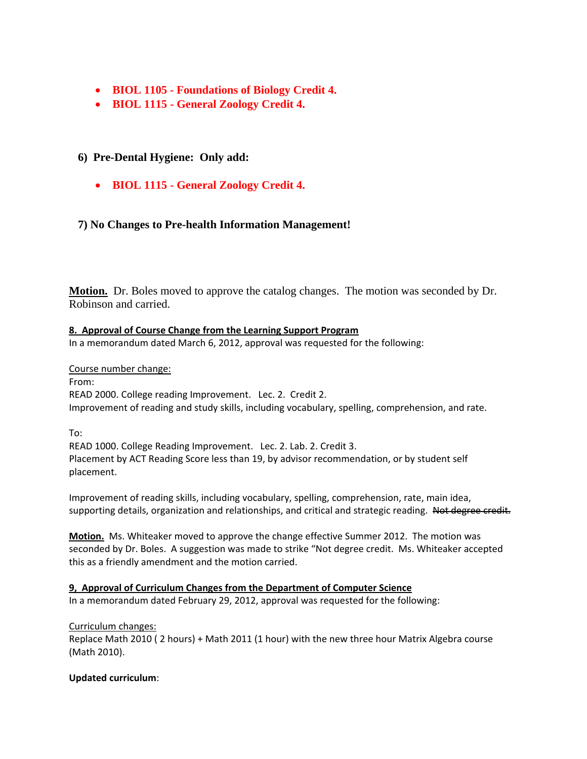- **BIOL 1105 - Foundations of Biology Credit 4.**
- **BIOL 1115 - General Zoology Credit 4.**

**6) Pre-Dental Hygiene: Only add:**

- **BIOL 1115 - General Zoology Credit 4.**

**7) No Changes to Pre-health Information Management!**

**Motion.** Dr. Boles moved to approve the catalog changes. The motion was seconded by Dr. Robinson and carried.

**8. Approval of Course Change from the Learning Support Program**

In a memorandum dated March 6, 2012, approval was requested for the following:

Course number change:

From:
READ 2000. College reading Improvement. Lec. 2. Credit 2.
Improvement of reading and study skills, including vocabulary, spelling, comprehension, and rate.

To:
READ 1000. College Reading Improvement. Lec. 2. Lab. 2. Credit 3.
Placement by ACT Reading Score less than 19, by advisor recommendation, or by student self placement.

Improvement of reading skills, including vocabulary, spelling, comprehension, rate, main idea, supporting details, organization and relationships, and critical and strategic reading. ~~Not degree credit.~~

**Motion.** Ms. Whiteaker moved to approve the change effective Summer 2012. The motion was seconded by Dr. Boles. A suggestion was made to strike "Not degree credit. Ms. Whiteaker accepted this as a friendly amendment and the motion carried.

**9, Approval of Curriculum Changes from the Department of Computer Science**

In a memorandum dated February 29, 2012, approval was requested for the following:

Curriculum changes:

Replace Math 2010 ( 2 hours) + Math 2011 (1 hour) with the new three hour Matrix Algebra course (Math 2010).

**Updated curriculum**: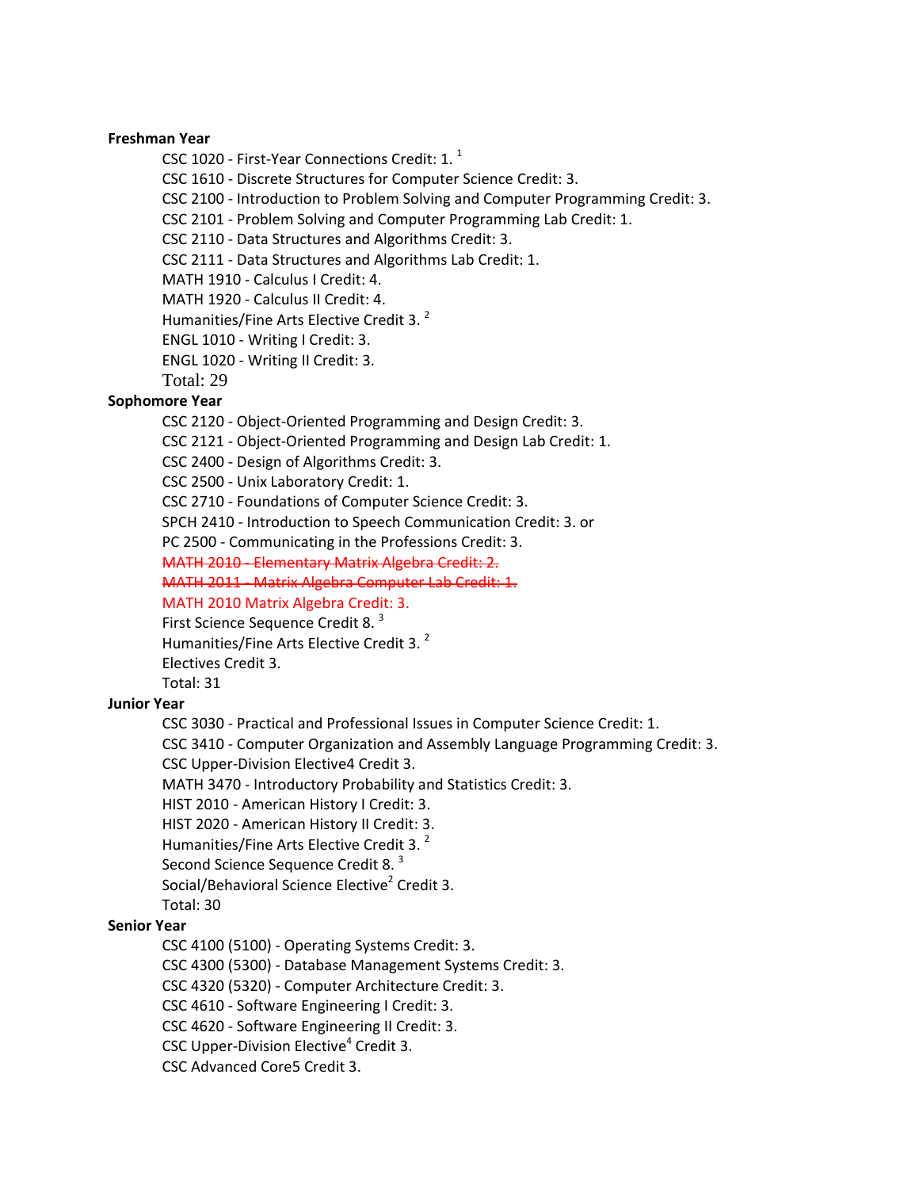**Freshman Year**

- CSC 1020 - First-Year Connections Credit: 1. [1]
- CSC 1610 - Discrete Structures for Computer Science Credit: 3.
- CSC 2100 - Introduction to Problem Solving and Computer Programming Credit: 3.
- CSC 2101 - Problem Solving and Computer Programming Lab Credit: 1.
- CSC 2110 - Data Structures and Algorithms Credit: 3.
- CSC 2111 - Data Structures and Algorithms Lab Credit: 1.
- MATH 1910 - Calculus I Credit: 4.
- MATH 1920 - Calculus II Credit: 4.
- Humanities/Fine Arts Elective Credit 3. [2]
- ENGL 1010 - Writing I Credit: 3.
- ENGL 1020 - Writing II Credit: 3.
- Total: 29

**Sophomore Year**

- CSC 2120 - Object-Oriented Programming and Design Credit: 3.
- CSC 2121 - Object-Oriented Programming and Design Lab Credit: 1.
- CSC 2400 - Design of Algorithms Credit: 3.
- CSC 2500 - Unix Laboratory Credit: 1.
- CSC 2710 - Foundations of Computer Science Credit: 3.
- SPCH 2410 - Introduction to Speech Communication Credit: 3. or
- PC 2500 - Communicating in the Professions Credit: 3.
- ~~MATH 2010 - Elementary Matrix Algebra Credit: 2.~~
- ~~MATH 2011 - Matrix Algebra Computer Lab Credit: 1.~~
- MATH 2010 Matrix Algebra Credit: 3.
- First Science Sequence Credit 8. [3]
- Humanities/Fine Arts Elective Credit 3. [2]
- Electives Credit 3.
- Total: 31

**Junior Year**

- CSC 3030 - Practical and Professional Issues in Computer Science Credit: 1.
- CSC 3410 - Computer Organization and Assembly Language Programming Credit: 3.
- CSC Upper-Division Elective4 Credit 3.
- MATH 3470 - Introductory Probability and Statistics Credit: 3.
- HIST 2010 - American History I Credit: 3.
- HIST 2020 - American History II Credit: 3.
- Humanities/Fine Arts Elective Credit 3. [2]
- Second Science Sequence Credit 8. [3]
- Social/Behavioral Science Elective[2] Credit 3.
- Total: 30

**Senior Year**

- CSC 4100 (5100) - Operating Systems Credit: 3.
- CSC 4300 (5300) - Database Management Systems Credit: 3.
- CSC 4320 (5320) - Computer Architecture Credit: 3.
- CSC 4610 - Software Engineering I Credit: 3.
- CSC 4620 - Software Engineering II Credit: 3.
- CSC Upper-Division Elective[4] Credit 3.
- CSC Advanced Core5 Credit 3.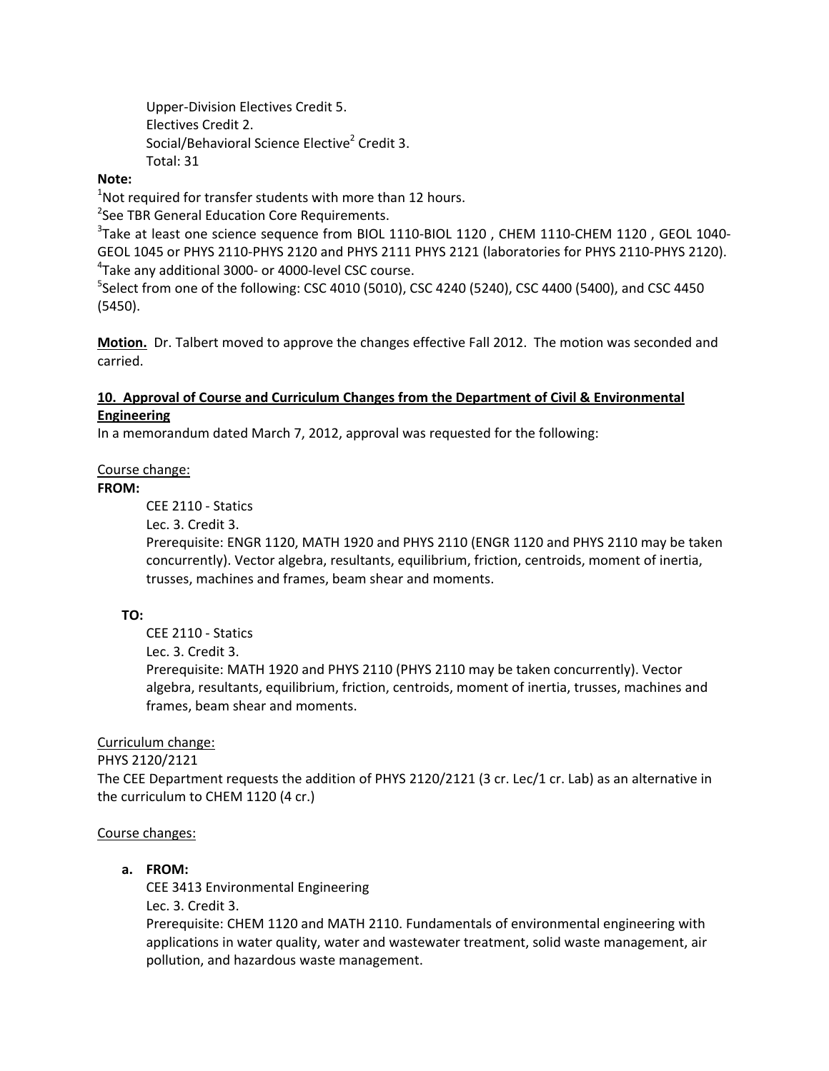Upper-Division Electives Credit 5.
Electives Credit 2.
Social/Behavioral Science Elective[2] Credit 3.
Total: 31

**Note:**

[1]Not required for transfer students with more than 12 hours.
[2]See TBR General Education Core Requirements.
[3]Take at least one science sequence from BIOL 1110-BIOL 1120 , CHEM 1110-CHEM 1120 , GEOL 1040-GEOL 1045 or PHYS 2110-PHYS 2120 and PHYS 2111 PHYS 2121 (laboratories for PHYS 2110-PHYS 2120).
[4]Take any additional 3000- or 4000-level CSC course.
[5]Select from one of the following: CSC 4010 (5010), CSC 4240 (5240), CSC 4400 (5400), and CSC 4450 (5450).

**Motion.** Dr. Talbert moved to approve the changes effective Fall 2012. The motion was seconded and carried.

**10. Approval of Course and Curriculum Changes from the Department of Civil & Environmental Engineering**

In a memorandum dated March 7, 2012, approval was requested for the following:

Course change:

**FROM:**

CEE 2110 - Statics
Lec. 3. Credit 3.
Prerequisite: ENGR 1120, MATH 1920 and PHYS 2110 (ENGR 1120 and PHYS 2110 may be taken concurrently). Vector algebra, resultants, equilibrium, friction, centroids, moment of inertia, trusses, machines and frames, beam shear and moments.

**TO:**

CEE 2110 - Statics
Lec. 3. Credit 3.
Prerequisite: MATH 1920 and PHYS 2110 (PHYS 2110 may be taken concurrently). Vector algebra, resultants, equilibrium, friction, centroids, moment of inertia, trusses, machines and frames, beam shear and moments.

Curriculum change:

PHYS 2120/2121

The CEE Department requests the addition of PHYS 2120/2121 (3 cr. Lec/1 cr. Lab) as an alternative in the curriculum to CHEM 1120 (4 cr.)

Course changes:

**a. FROM:**

CEE 3413 Environmental Engineering
Lec. 3. Credit 3.
Prerequisite: CHEM 1120 and MATH 2110. Fundamentals of environmental engineering with applications in water quality, water and wastewater treatment, solid waste management, air pollution, and hazardous waste management.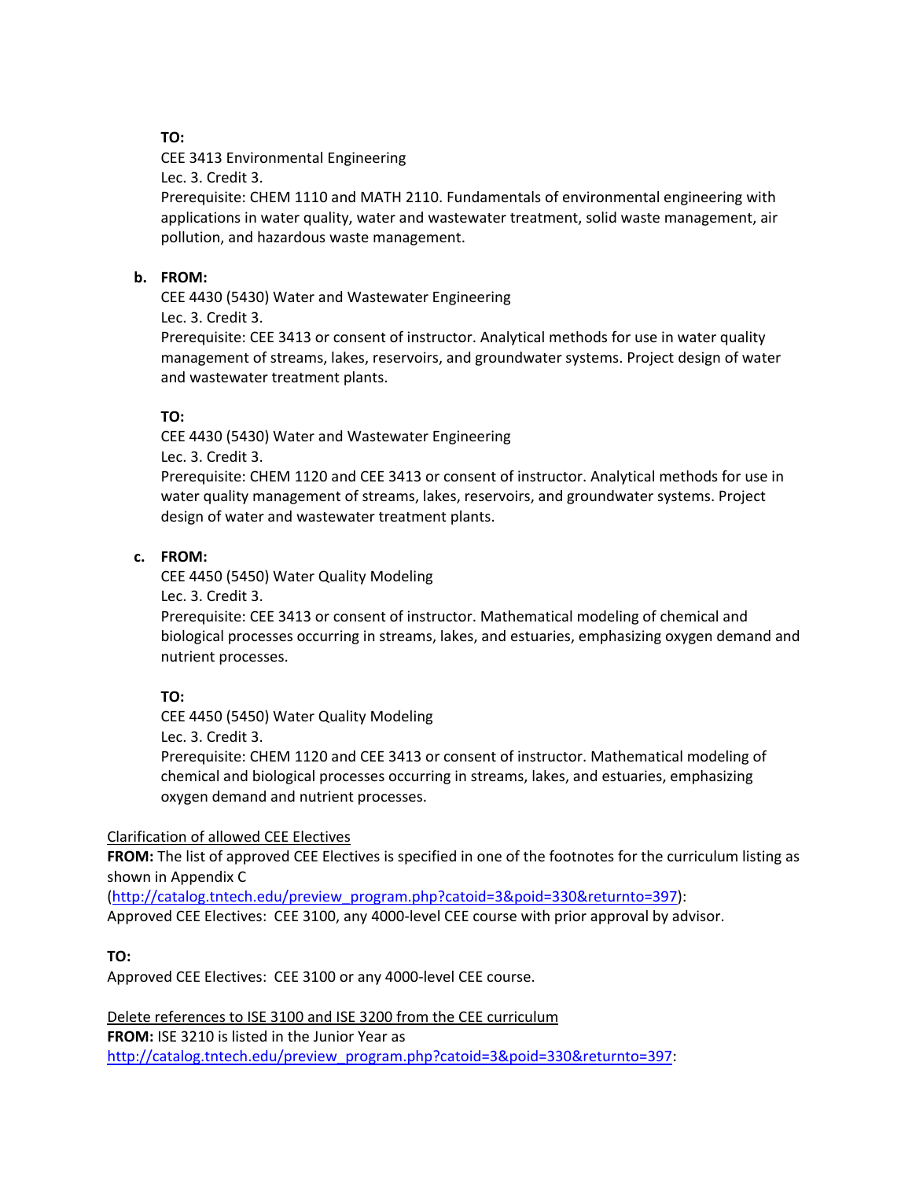**TO:**

CEE 3413 Environmental Engineering
Lec. 3. Credit 3.
Prerequisite: CHEM 1110 and MATH 2110. Fundamentals of environmental engineering with applications in water quality, water and wastewater treatment, solid waste management, air pollution, and hazardous waste management.

**b. FROM:**

CEE 4430 (5430) Water and Wastewater Engineering
Lec. 3. Credit 3.
Prerequisite: CEE 3413 or consent of instructor. Analytical methods for use in water quality management of streams, lakes, reservoirs, and groundwater systems. Project design of water and wastewater treatment plants.

**TO:**

CEE 4430 (5430) Water and Wastewater Engineering
Lec. 3. Credit 3.
Prerequisite: CHEM 1120 and CEE 3413 or consent of instructor. Analytical methods for use in water quality management of streams, lakes, reservoirs, and groundwater systems. Project design of water and wastewater treatment plants.

**c. FROM:**

CEE 4450 (5450) Water Quality Modeling
Lec. 3. Credit 3.
Prerequisite: CEE 3413 or consent of instructor. Mathematical modeling of chemical and biological processes occurring in streams, lakes, and estuaries, emphasizing oxygen demand and nutrient processes.

**TO:**

CEE 4450 (5450) Water Quality Modeling
Lec. 3. Credit 3.
Prerequisite: CHEM 1120 and CEE 3413 or consent of instructor. Mathematical modeling of chemical and biological processes occurring in streams, lakes, and estuaries, emphasizing oxygen demand and nutrient processes.

Clarification of allowed CEE Electives

**FROM:** The list of approved CEE Electives is specified in one of the footnotes for the curriculum listing as shown in Appendix C
(http://catalog.tntech.edu/preview_program.php?catoid=3&poid=330&returnto=397):
Approved CEE Electives: CEE 3100, any 4000-level CEE course with prior approval by advisor.

**TO:**

Approved CEE Electives: CEE 3100 or any 4000-level CEE course.

Delete references to ISE 3100 and ISE 3200 from the CEE curriculum

**FROM:** ISE 3210 is listed in the Junior Year as
http://catalog.tntech.edu/preview_program.php?catoid=3&poid=330&returnto=397: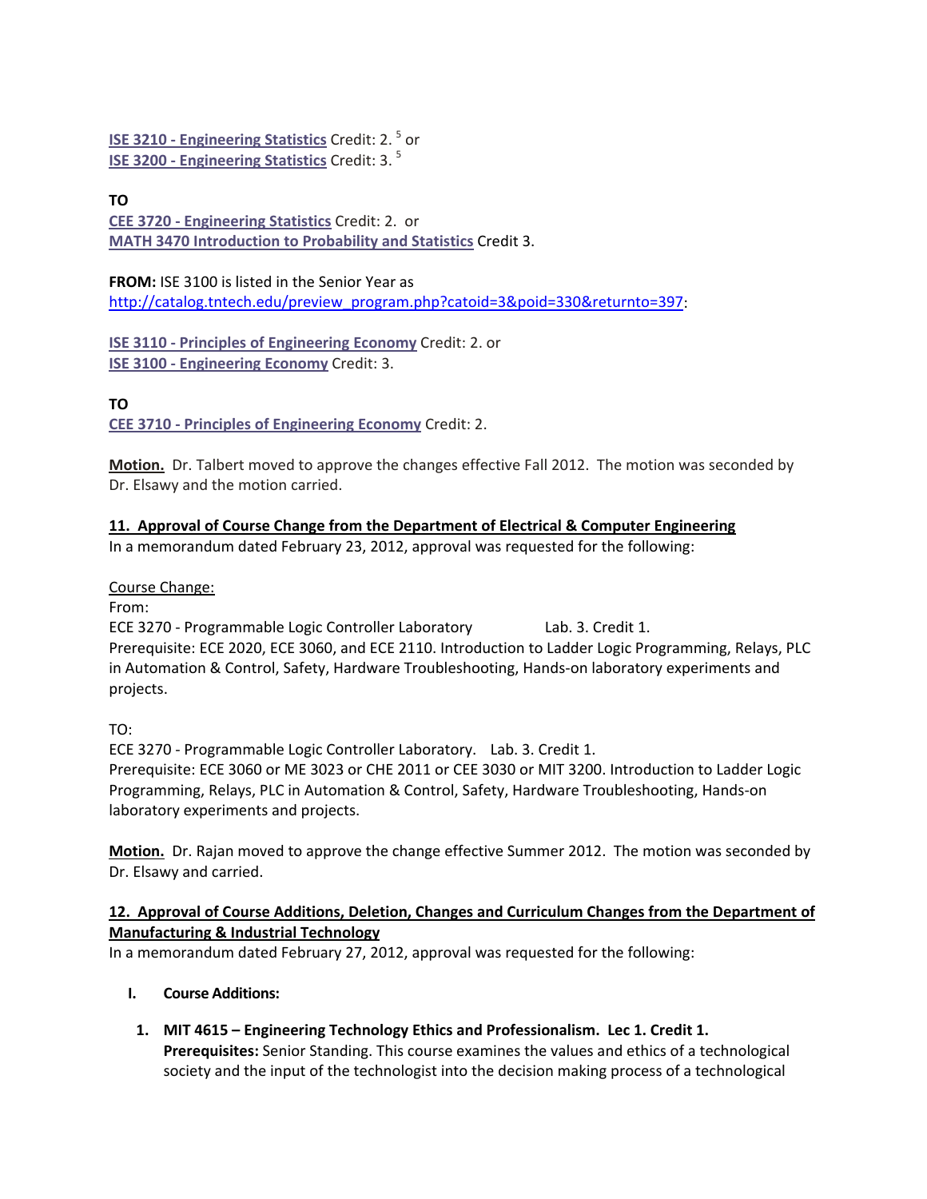**ISE 3210 - Engineering Statistics** Credit: 2. [5] or
**ISE 3200 - Engineering Statistics** Credit: 3. [5]

**TO**
**CEE 3720 - Engineering Statistics** Credit: 2. or
**MATH 3470 Introduction to Probability and Statistics** Credit 3.

**FROM:** ISE 3100 is listed in the Senior Year as
http://catalog.tntech.edu/preview_program.php?catoid=3&poid=330&returnto=397:

**ISE 3110 - Principles of Engineering Economy** Credit: 2. or
**ISE 3100 - Engineering Economy** Credit: 3.

**TO**
**CEE 3710 - Principles of Engineering Economy** Credit: 2.

**Motion.** Dr. Talbert moved to approve the changes effective Fall 2012. The motion was seconded by Dr. Elsawy and the motion carried.

**11. Approval of Course Change from the Department of Electrical & Computer Engineering**
In a memorandum dated February 23, 2012, approval was requested for the following:

Course Change:
From:
ECE 3270 - Programmable Logic Controller Laboratory Lab. 3. Credit 1.
Prerequisite: ECE 2020, ECE 3060, and ECE 2110. Introduction to Ladder Logic Programming, Relays, PLC in Automation & Control, Safety, Hardware Troubleshooting, Hands-on laboratory experiments and projects.

TO:
ECE 3270 - Programmable Logic Controller Laboratory. Lab. 3. Credit 1.
Prerequisite: ECE 3060 or ME 3023 or CHE 2011 or CEE 3030 or MIT 3200. Introduction to Ladder Logic Programming, Relays, PLC in Automation & Control, Safety, Hardware Troubleshooting, Hands-on laboratory experiments and projects.

**Motion.** Dr. Rajan moved to approve the change effective Summer 2012. The motion was seconded by Dr. Elsawy and carried.

**12. Approval of Course Additions, Deletion, Changes and Curriculum Changes from the Department of Manufacturing & Industrial Technology**
In a memorandum dated February 27, 2012, approval was requested for the following:

**I. Course Additions:**

1. **MIT 4615 – Engineering Technology Ethics and Professionalism. Lec 1. Credit 1.**
   **Prerequisites:** Senior Standing. This course examines the values and ethics of a technological society and the input of the technologist into the decision making process of a technological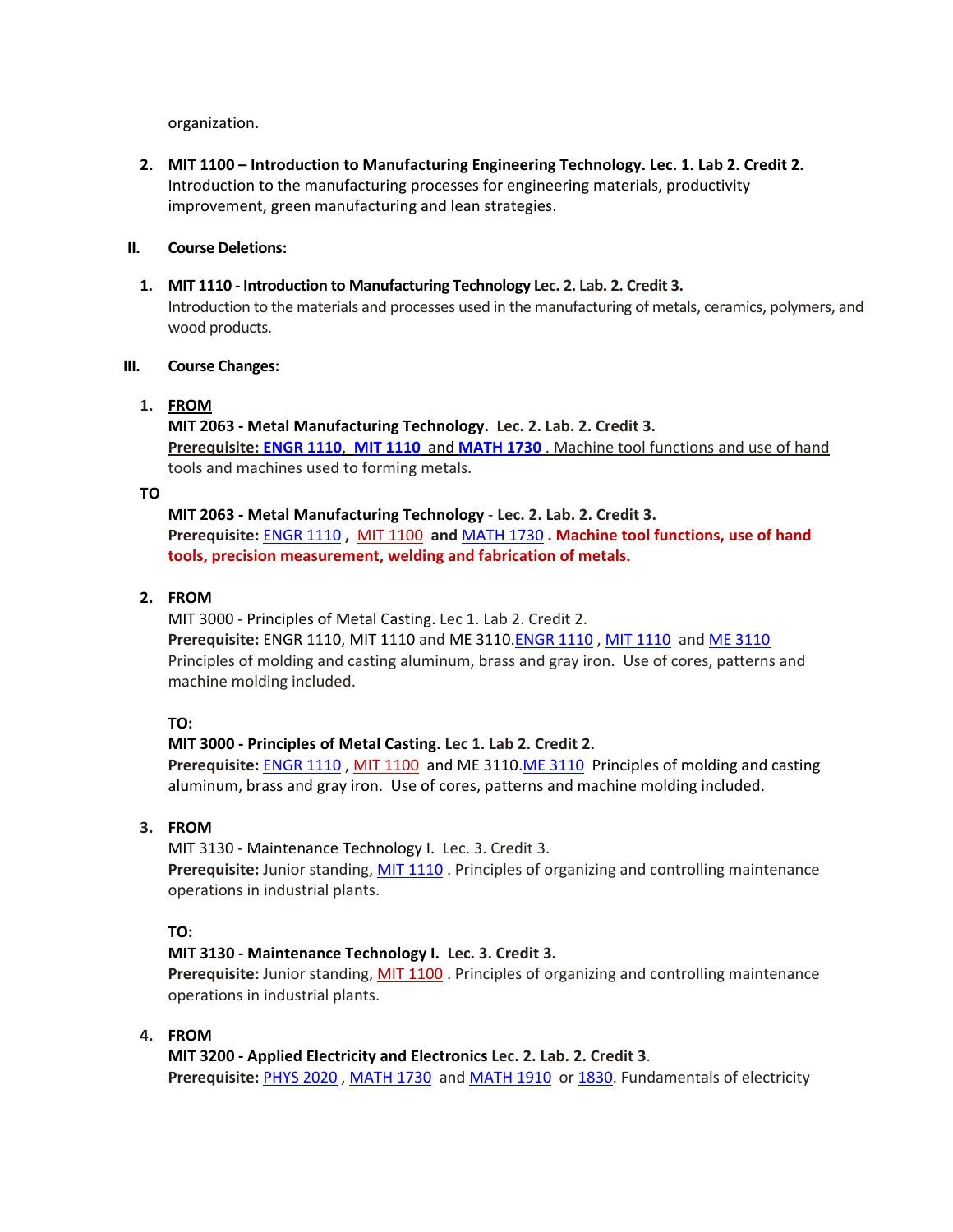organization.

2. **MIT 1100 – Introduction to Manufacturing Engineering Technology. Lec. 1. Lab 2. Credit 2.**
   Introduction to the manufacturing processes for engineering materials, productivity improvement, green manufacturing and lean strategies.

**II. Course Deletions:**

1. **MIT 1110 - Introduction to Manufacturing Technology Lec. 2. Lab. 2. Credit 3.**
   Introduction to the materials and processes used in the manufacturing of metals, ceramics, polymers, and wood products.

**III. Course Changes:**

1. **FROM**
   **MIT 2063 - Metal Manufacturing Technology. Lec. 2. Lab. 2. Credit 3.**
   **Prerequisite: ENGR 1110, MIT 1110** and **MATH 1730**. Machine tool functions and use of hand tools and machines used to forming metals.

   **TO**

   **MIT 2063 - Metal Manufacturing Technology** - **Lec. 2. Lab. 2. Credit 3.**
   **Prerequisite:** ENGR 1110 **,** MIT 1100 **and** MATH 1730 **. Machine tool functions, use of hand tools, precision measurement, welding and fabrication of metals.**

2. **FROM**
   MIT 3000 - Principles of Metal Casting. Lec 1. Lab 2. Credit 2.
   **Prerequisite:** ENGR 1110, MIT 1110 and ME 3110.ENGR 1110 , MIT 1110 and ME 3110
   Principles of molding and casting aluminum, brass and gray iron. Use of cores, patterns and machine molding included.

   **TO:**
   **MIT 3000 - Principles of Metal Casting. Lec 1. Lab 2. Credit 2.**
   **Prerequisite:** ENGR 1110 , MIT 1100 and ME 3110.ME 3110 Principles of molding and casting aluminum, brass and gray iron. Use of cores, patterns and machine molding included.

3. **FROM**
   MIT 3130 - Maintenance Technology I. Lec. 3. Credit 3.
   **Prerequisite:** Junior standing, MIT 1110 . Principles of organizing and controlling maintenance operations in industrial plants.

   **TO:**
   **MIT 3130 - Maintenance Technology I. Lec. 3. Credit 3.**
   **Prerequisite:** Junior standing, MIT 1100 . Principles of organizing and controlling maintenance operations in industrial plants.

4. **FROM**
   **MIT 3200 - Applied Electricity and Electronics Lec. 2. Lab. 2. Credit 3**.
   **Prerequisite:** PHYS 2020 , MATH 1730 and MATH 1910 or 1830. Fundamentals of electricity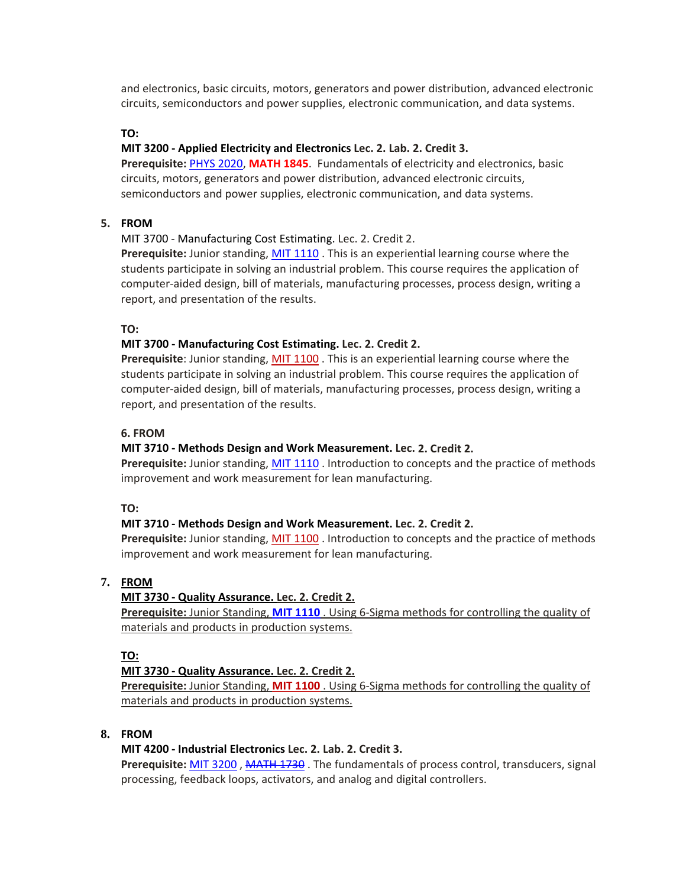and electronics, basic circuits, motors, generators and power distribution, advanced electronic circuits, semiconductors and power supplies, electronic communication, and data systems.

**TO:**

**MIT 3200 - Applied Electricity and Electronics Lec. 2. Lab. 2. Credit 3.**
**Prerequisite:** PHYS 2020, **MATH 1845**. Fundamentals of electricity and electronics, basic circuits, motors, generators and power distribution, advanced electronic circuits, semiconductors and power supplies, electronic communication, and data systems.

5. **FROM**

MIT 3700 - Manufacturing Cost Estimating. Lec. 2. Credit 2.
**Prerequisite:** Junior standing, MIT 1110 . This is an experiential learning course where the students participate in solving an industrial problem. This course requires the application of computer-aided design, bill of materials, manufacturing processes, process design, writing a report, and presentation of the results.

**TO:**

**MIT 3700 - Manufacturing Cost Estimating. Lec. 2. Credit 2.**
**Prerequisite**: Junior standing, MIT 1100 . This is an experiential learning course where the students participate in solving an industrial problem. This course requires the application of computer-aided design, bill of materials, manufacturing processes, process design, writing a report, and presentation of the results.

**6. FROM**

**MIT 3710 - Methods Design and Work Measurement. Lec. 2. Credit 2.**
**Prerequisite:** Junior standing, MIT 1110 . Introduction to concepts and the practice of methods improvement and work measurement for lean manufacturing.

**TO:**

**MIT 3710 - Methods Design and Work Measurement. Lec. 2. Credit 2.**
**Prerequisite:** Junior standing, MIT 1100 . Introduction to concepts and the practice of methods improvement and work measurement for lean manufacturing.

7. **FROM**

**MIT 3730 - Quality Assurance. Lec. 2. Credit 2.**
**Prerequisite:** Junior Standing, **MIT 1110** . Using 6-Sigma methods for controlling the quality of materials and products in production systems.

**TO:**

**MIT 3730 - Quality Assurance. Lec. 2. Credit 2.**
**Prerequisite:** Junior Standing, **MIT 1100** . Using 6-Sigma methods for controlling the quality of materials and products in production systems.

8. **FROM**

**MIT 4200 - Industrial Electronics Lec. 2. Lab. 2. Credit 3.**
**Prerequisite:** MIT 3200 , ~~MATH 1730~~ . The fundamentals of process control, transducers, signal processing, feedback loops, activators, and analog and digital controllers.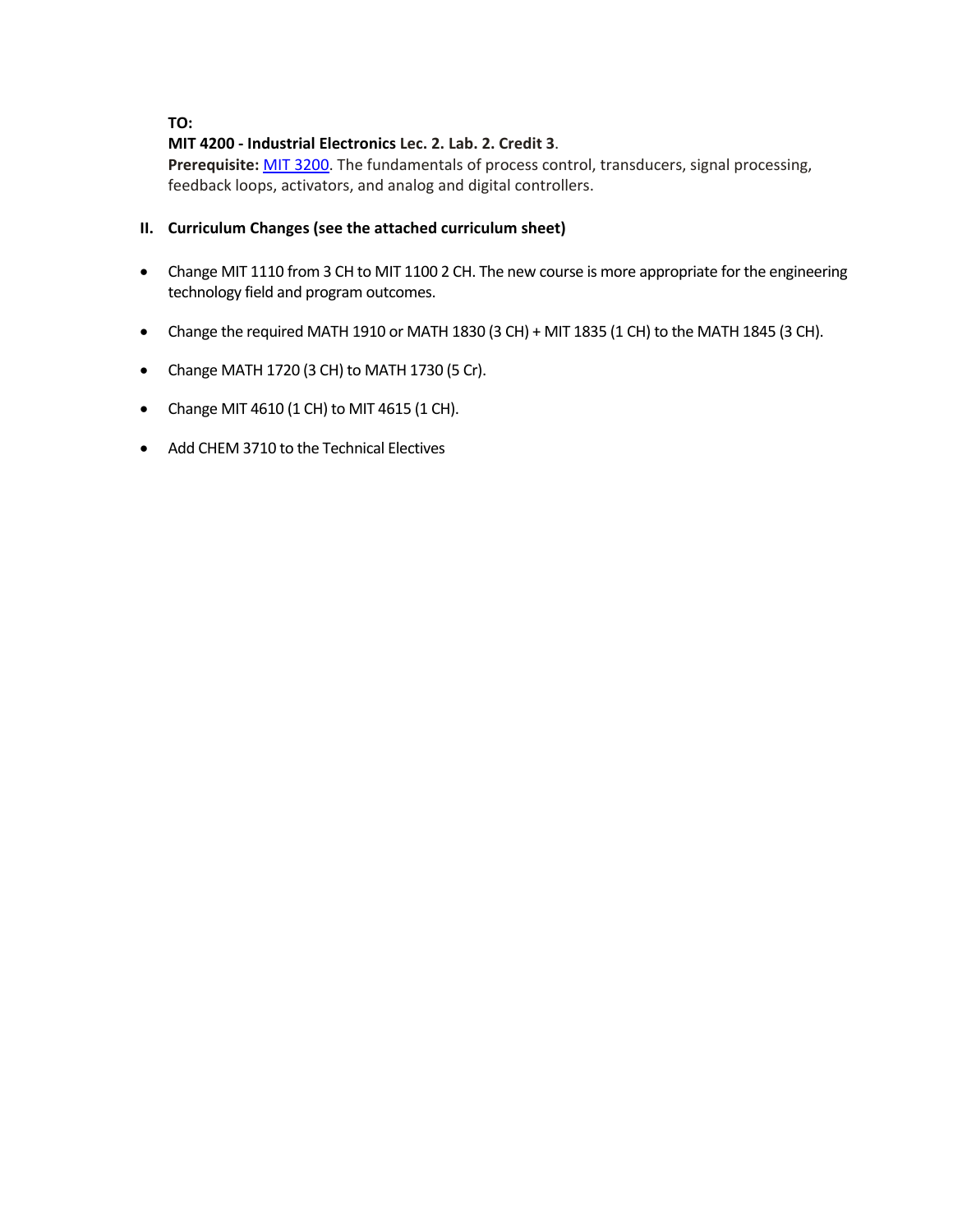**TO:**

**MIT 4200 - Industrial Electronics Lec. 2. Lab. 2. Credit 3**.
**Prerequisite:** MIT 3200. The fundamentals of process control, transducers, signal processing, feedback loops, activators, and analog and digital controllers.

## II. Curriculum Changes (see the attached curriculum sheet)

- Change MIT 1110 from 3 CH to MIT 1100 2 CH. The new course is more appropriate for the engineering technology field and program outcomes.
- Change the required MATH 1910 or MATH 1830 (3 CH) + MIT 1835 (1 CH) to the MATH 1845 (3 CH).
- Change MATH 1720 (3 CH) to MATH 1730 (5 Cr).
- Change MIT 4610 (1 CH) to MIT 4615 (1 CH).
- Add CHEM 3710 to the Technical Electives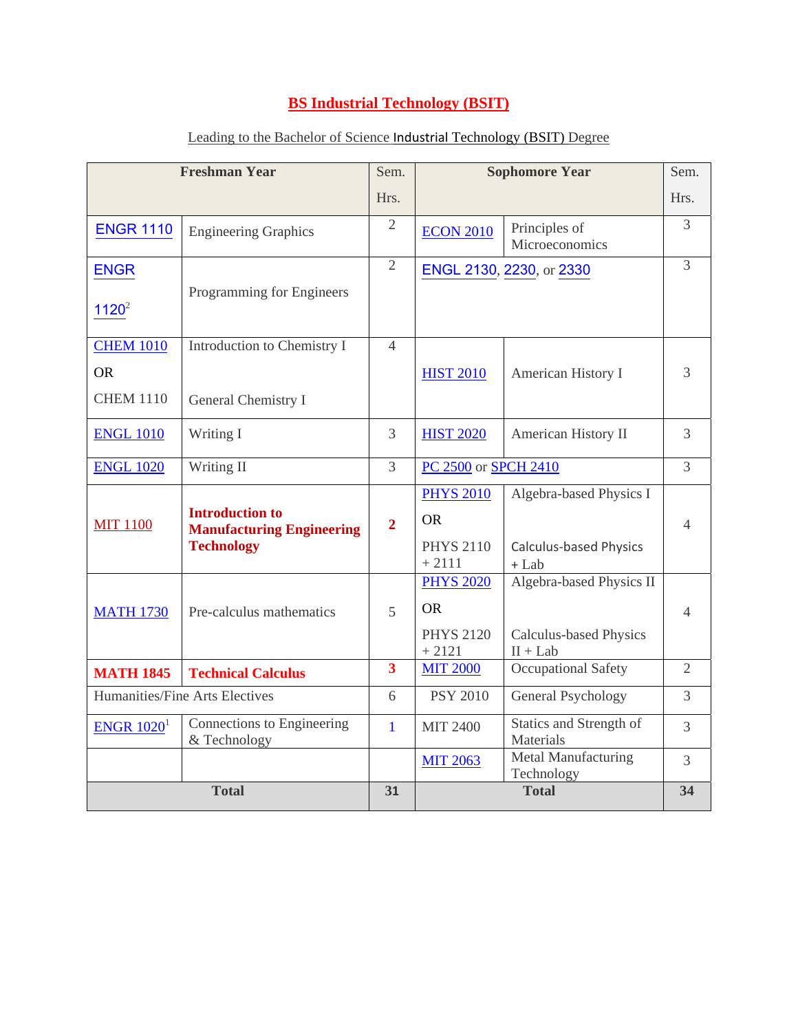# BS Industrial Technology (BSIT)

Leading to the Bachelor of Science Industrial Technology (BSIT) Degree

| Freshman Year | | Sem. Hrs. | Sophomore Year | | Sem. Hrs. |
|---|---|---|---|---|---|
| ENGR 1110 | Engineering Graphics | 2 | ECON 2010 | Principles of Microeconomics | 3 |
| ENGR 1120[2] | Programming for Engineers | 2 | ENGL 2130, 2230, or 2330 | | 3 |
| CHEM 1010 OR CHEM 1110 | Introduction to Chemistry I General Chemistry I | 4 | HIST 2010 | American History I | 3 |
| ENGL 1010 | Writing I | 3 | HIST 2020 | American History II | 3 |
| ENGL 1020 | Writing II | 3 | PC 2500 or SPCH 2410 | | 3 |
| MIT 1100 | **Introduction to Manufacturing Engineering Technology** | **2** | PHYS 2010 OR PHYS 2110 + 2111 | Algebra-based Physics I Calculus-based Physics + Lab | 4 |
| MATH 1730 | Pre-calculus mathematics | 5 | PHYS 2020 OR PHYS 2120 + 2121 | Algebra-based Physics II Calculus-based Physics II + Lab | 4 |
| **MATH 1845** | **Technical Calculus** | **3** | MIT 2000 | Occupational Safety | 2 |
| Humanities/Fine Arts Electives | | 6 | PSY 2010 | General Psychology | 3 |
| ENGR 1020[1] | Connections to Engineering & Technology | 1 | MIT 2400 | Statics and Strength of Materials | 3 |
| | | | MIT 2063 | Metal Manufacturing Technology | 3 |
| **Total** | | **31** | **Total** | | **34** |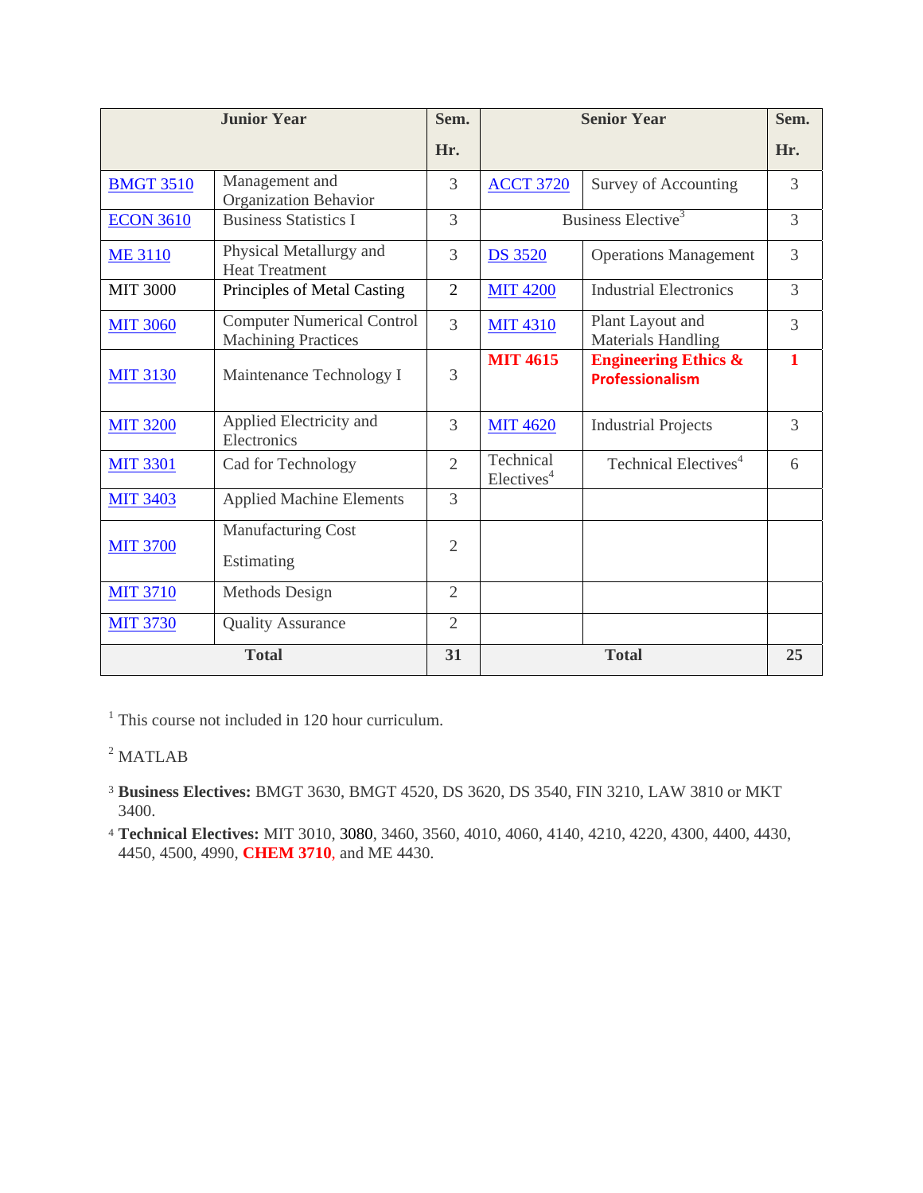| Junior Year | | Sem. Hr. | Senior Year | | Sem. Hr. |
|---|---|---|---|---|---|
| BMGT 3510 | Management and Organization Behavior | 3 | ACCT 3720 | Survey of Accounting | 3 |
| ECON 3610 | Business Statistics I | 3 | Business Elective[3] | | 3 |
| ME 3110 | Physical Metallurgy and Heat Treatment | 3 | DS 3520 | Operations Management | 3 |
| MIT 3000 | Principles of Metal Casting | 2 | MIT 4200 | Industrial Electronics | 3 |
| MIT 3060 | Computer Numerical Control Machining Practices | 3 | MIT 4310 | Plant Layout and Materials Handling | 3 |
| MIT 3130 | Maintenance Technology I | 3 | **MIT 4615** | **Engineering Ethics & Professionalism** | **1** |
| MIT 3200 | Applied Electricity and Electronics | 3 | MIT 4620 | Industrial Projects | 3 |
| MIT 3301 | Cad for Technology | 2 | Technical Electives[4] | Technical Electives[4] | 6 |
| MIT 3403 | Applied Machine Elements | 3 | | | |
| MIT 3700 | Manufacturing Cost Estimating | 2 | | | |
| MIT 3710 | Methods Design | 2 | | | |
| MIT 3730 | Quality Assurance | 2 | | | |
| **Total** | | **31** | **Total** | | **25** |

[1] This course not included in 120 hour curriculum.

[2] MATLAB

[3] **Business Electives:** BMGT 3630, BMGT 4520, DS 3620, DS 3540, FIN 3210, LAW 3810 or MKT 3400.

[4] **Technical Electives:** MIT 3010, 3080, 3460, 3560, 4010, 4060, 4140, 4210, 4220, 4300, 4400, 4430, 4450, 4500, 4990, **CHEM 3710**, and ME 4430.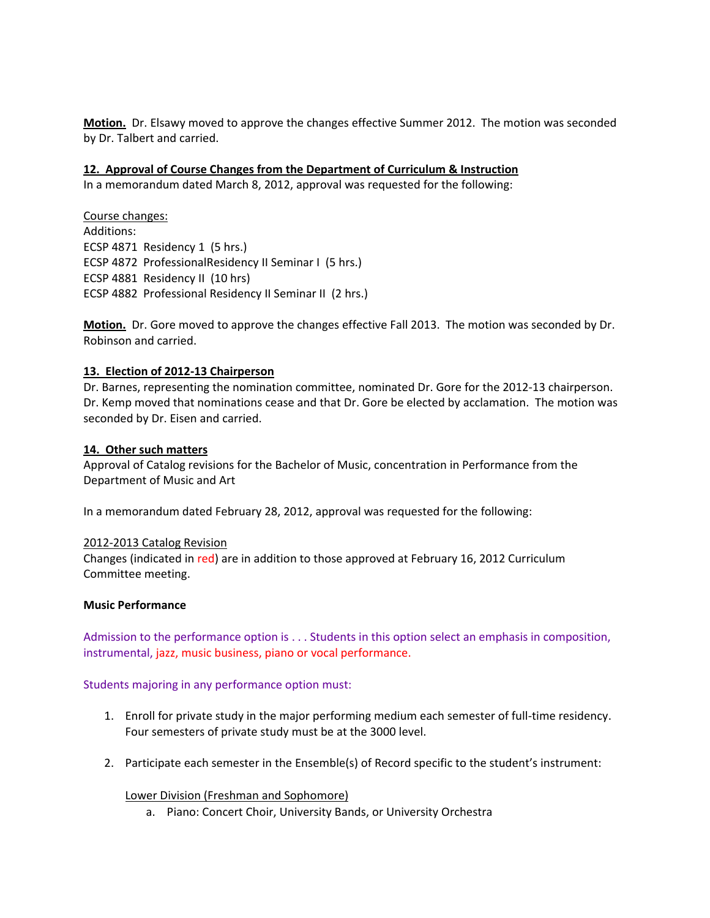**Motion.** Dr. Elsawy moved to approve the changes effective Summer 2012. The motion was seconded by Dr. Talbert and carried.

**12. Approval of Course Changes from the Department of Curriculum & Instruction**

In a memorandum dated March 8, 2012, approval was requested for the following:

Course changes:
Additions:
ECSP 4871 Residency 1 (5 hrs.)
ECSP 4872 ProfessionalResidency II Seminar I (5 hrs.)
ECSP 4881 Residency II (10 hrs)
ECSP 4882 Professional Residency II Seminar II (2 hrs.)

**Motion.** Dr. Gore moved to approve the changes effective Fall 2013. The motion was seconded by Dr. Robinson and carried.

**13. Election of 2012-13 Chairperson**

Dr. Barnes, representing the nomination committee, nominated Dr. Gore for the 2012-13 chairperson. Dr. Kemp moved that nominations cease and that Dr. Gore be elected by acclamation. The motion was seconded by Dr. Eisen and carried.

**14. Other such matters**

Approval of Catalog revisions for the Bachelor of Music, concentration in Performance from the Department of Music and Art

In a memorandum dated February 28, 2012, approval was requested for the following:

2012-2013 Catalog Revision

Changes (indicated in red) are in addition to those approved at February 16, 2012 Curriculum Committee meeting.

**Music Performance**

Admission to the performance option is . . . Students in this option select an emphasis in composition, instrumental, jazz, music business, piano or vocal performance.

Students majoring in any performance option must:

1. Enroll for private study in the major performing medium each semester of full-time residency. Four semesters of private study must be at the 3000 level.

2. Participate each semester in the Ensemble(s) of Record specific to the student's instrument:

   Lower Division (Freshman and Sophomore)

   a. Piano: Concert Choir, University Bands, or University Orchestra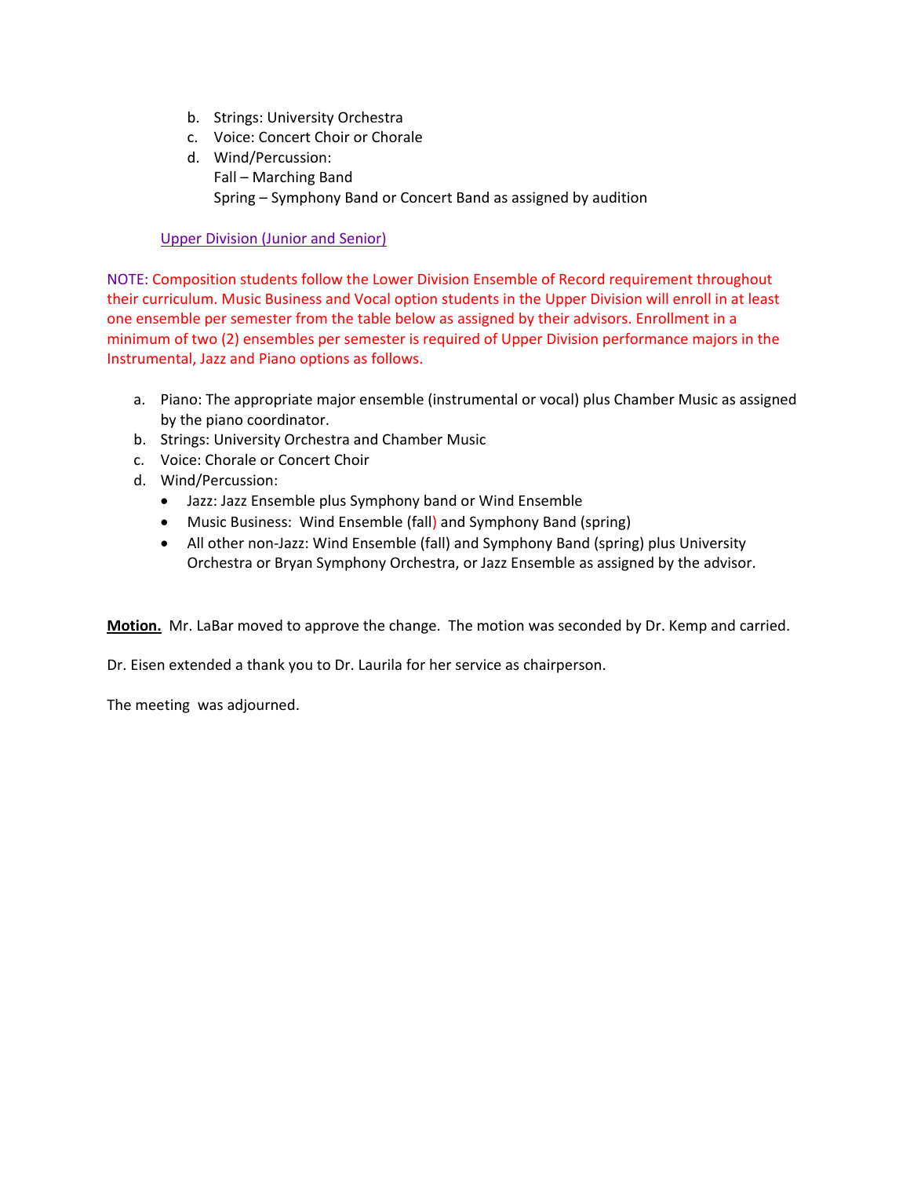b. Strings: University Orchestra
c. Voice: Concert Choir or Chorale
d. Wind/Percussion:
   Fall – Marching Band
   Spring – Symphony Band or Concert Band as assigned by audition

Upper Division (Junior and Senior)

NOTE: Composition students follow the Lower Division Ensemble of Record requirement throughout their curriculum. Music Business and Vocal option students in the Upper Division will enroll in at least one ensemble per semester from the table below as assigned by their advisors. Enrollment in a minimum of two (2) ensembles per semester is required of Upper Division performance majors in the Instrumental, Jazz and Piano options as follows.

a. Piano: The appropriate major ensemble (instrumental or vocal) plus Chamber Music as assigned by the piano coordinator.
b. Strings: University Orchestra and Chamber Music
c. Voice: Chorale or Concert Choir
d. Wind/Percussion:
   - Jazz: Jazz Ensemble plus Symphony band or Wind Ensemble
   - Music Business: Wind Ensemble (fall) and Symphony Band (spring)
   - All other non-Jazz: Wind Ensemble (fall) and Symphony Band (spring) plus University Orchestra or Bryan Symphony Orchestra, or Jazz Ensemble as assigned by the advisor.

**Motion.** Mr. LaBar moved to approve the change. The motion was seconded by Dr. Kemp and carried.

Dr. Eisen extended a thank you to Dr. Laurila for her service as chairperson.

The meeting was adjourned.